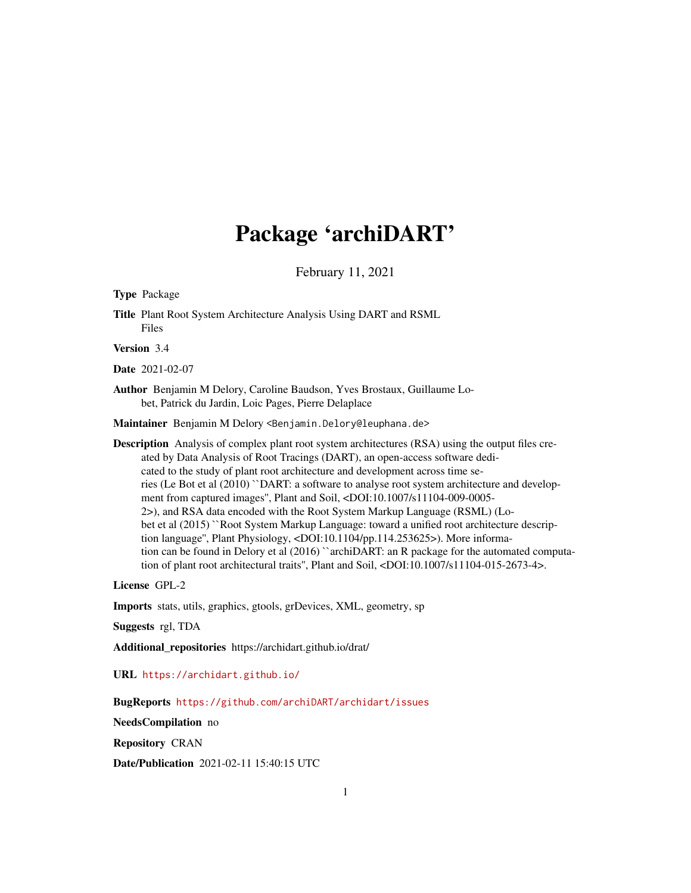# Package 'archiDART'

February 11, 2021

**Type** Package

**Title** Plant Root System Architecture Analysis Using DART and RSML Files

**Version** 3.4

**Date** 2021-02-07

**Author** Benjamin M Delory, Caroline Baudson, Yves Brostaux, Guillaume Lobet, Patrick du Jardin, Loic Pages, Pierre Delaplace

**Maintainer** Benjamin M Delory <Benjamin.Delory@leuphana.de>

**Description** Analysis of complex plant root system architectures (RSA) using the output files created by Data Analysis of Root Tracings (DART), an open-access software dedicated to the study of plant root architecture and development across time series (Le Bot et al (2010) ``DART: a software to analyse root system architecture and development from captured images'', Plant and Soil, <DOI:10.1007/s11104-009-0005-2>), and RSA data encoded with the Root System Markup Language (RSML) (Lobet et al (2015) ``Root System Markup Language: toward a unified root architecture description language'', Plant Physiology, <DOI:10.1104/pp.114.253625>). More information can be found in Delory et al (2016) ``archiDART: an R package for the automated computation of plant root architectural traits'', Plant and Soil, <DOI:10.1007/s11104-015-2673-4>.

**License** GPL-2

**Imports** stats, utils, graphics, gtools, grDevices, XML, geometry, sp

**Suggests** rgl, TDA

**Additional_repositories** https://archidart.github.io/drat/

**URL** https://archidart.github.io/

**BugReports** https://github.com/archiDART/archidart/issues

**NeedsCompilation** no

**Repository** CRAN

**Date/Publication** 2021-02-11 15:40:15 UTC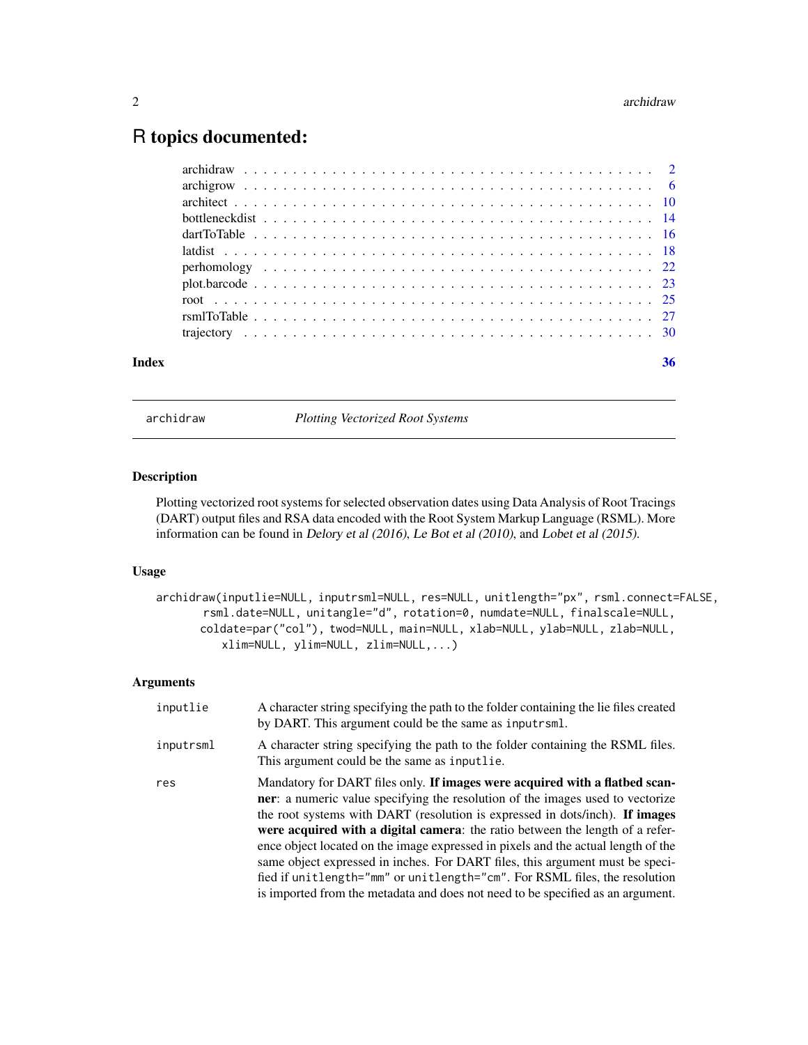# R topics documented:

| | |
|---|---|
| archidraw | 2 |
| archigrow | 6 |
| architect | 10 |
| bottleneckdist | 14 |
| dartToTable | 16 |
| latdist | 18 |
| perhomology | 22 |
| plot.barcode | 23 |
| root | 25 |
| rsmlToTable | 27 |
| trajectory | 30 |
| **Index** | **36** |

---

`archidraw` — *Plotting Vectorized Root Systems*

---

## Description

Plotting vectorized root systems for selected observation dates using Data Analysis of Root Tracings (DART) output files and RSA data encoded with the Root System Markup Language (RSML). More information can be found in *Delory et al (2016)*, *Le Bot et al (2010)*, and *Lobet et al (2015)*.

## Usage

```
archidraw(inputlie=NULL, inputrsml=NULL, res=NULL, unitlength="px", rsml.connect=FALSE,
          rsml.date=NULL, unitangle="d", rotation=0, numdate=NULL, finalscale=NULL,
          coldate=par("col"), twod=NULL, main=NULL, xlab=NULL, ylab=NULL, zlab=NULL,
              xlim=NULL, ylim=NULL, zlim=NULL,...)
```

## Arguments

| | |
|---|---|
| `inputlie` | A character string specifying the path to the folder containing the lie files created by DART. This argument could be the same as `inputrsml`. |
| `inputrsml` | A character string specifying the path to the folder containing the RSML files. This argument could be the same as `inputlie`. |
| `res` | Mandatory for DART files only. **If images were acquired with a flatbed scanner**: a numeric value specifying the resolution of the images used to vectorize the root systems with DART (resolution is expressed in dots/inch). **If images were acquired with a digital camera**: the ratio between the length of a reference object located on the image expressed in pixels and the actual length of the same object expressed in inches. For DART files, this argument must be specified if `unitlength="mm"` or `unitlength="cm"`. For RSML files, the resolution is imported from the metadata and does not need to be specified as an argument. |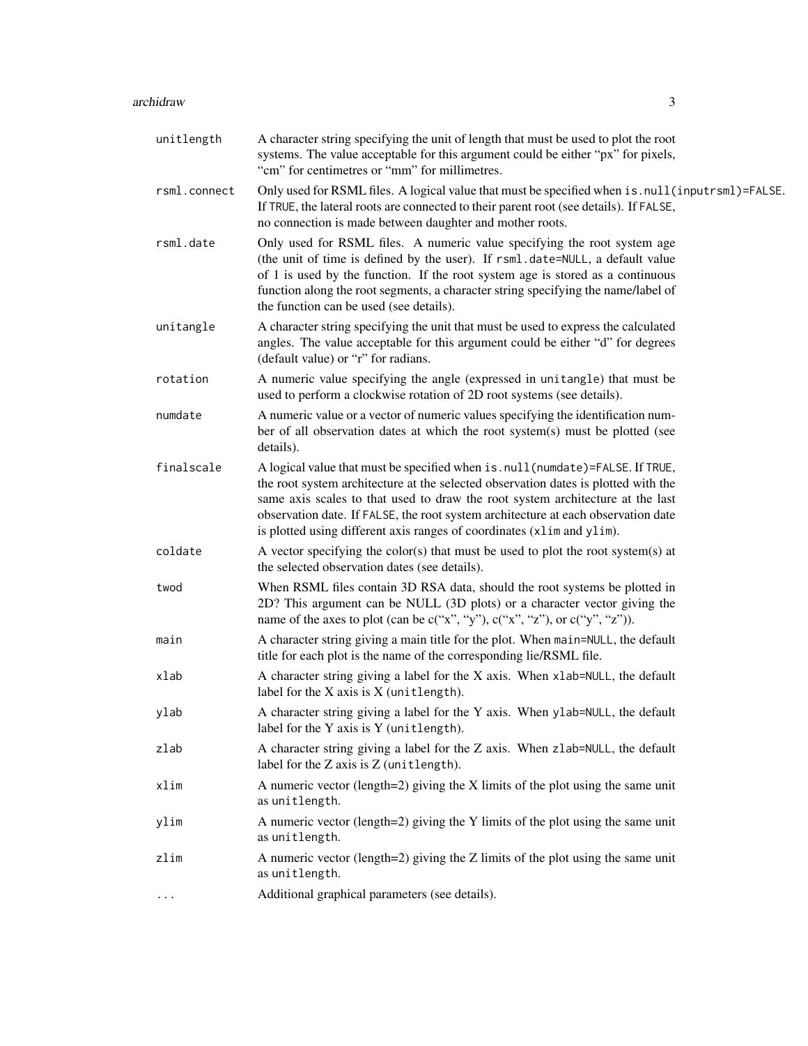| | |
|---|---|
| `unitlength` | A character string specifying the unit of length that must be used to plot the root systems. The value acceptable for this argument could be either "px" for pixels, "cm" for centimetres or "mm" for millimetres. |
| `rsml.connect` | Only used for RSML files. A logical value that must be specified when `is.null(inputrsml)=FALSE`. If `TRUE`, the lateral roots are connected to their parent root (see details). If `FALSE`, no connection is made between daughter and mother roots. |
| `rsml.date` | Only used for RSML files. A numeric value specifying the root system age (the unit of time is defined by the user). If `rsml.date=NULL`, a default value of 1 is used by the function. If the root system age is stored as a continuous function along the root segments, a character string specifying the name/label of the function can be used (see details). |
| `unitangle` | A character string specifying the unit that must be used to express the calculated angles. The value acceptable for this argument could be either "d" for degrees (default value) or "r" for radians. |
| `rotation` | A numeric value specifying the angle (expressed in `unitangle`) that must be used to perform a clockwise rotation of 2D root systems (see details). |
| `numdate` | A numeric value or a vector of numeric values specifying the identification number of all observation dates at which the root system(s) must be plotted (see details). |
| `finalscale` | A logical value that must be specified when `is.null(numdate)=FALSE`. If `TRUE`, the root system architecture at the selected observation dates is plotted with the same axis scales to that used to draw the root system architecture at the last observation date. If `FALSE`, the root system architecture at each observation date is plotted using different axis ranges of coordinates (`xlim` and `ylim`). |
| `coldate` | A vector specifying the color(s) that must be used to plot the root system(s) at the selected observation dates (see details). |
| `twod` | When RSML files contain 3D RSA data, should the root systems be plotted in 2D? This argument can be NULL (3D plots) or a character vector giving the name of the axes to plot (can be c("x", "y"), c("x", "z"), or c("y", "z")). |
| `main` | A character string giving a main title for the plot. When `main=NULL`, the default title for each plot is the name of the corresponding lie/RSML file. |
| `xlab` | A character string giving a label for the X axis. When `xlab=NULL`, the default label for the X axis is X (`unitlength`). |
| `ylab` | A character string giving a label for the Y axis. When `ylab=NULL`, the default label for the Y axis is Y (`unitlength`). |
| `zlab` | A character string giving a label for the Z axis. When `zlab=NULL`, the default label for the Z axis is Z (`unitlength`). |
| `xlim` | A numeric vector (length=2) giving the X limits of the plot using the same unit as `unitlength`. |
| `ylim` | A numeric vector (length=2) giving the Y limits of the plot using the same unit as `unitlength`. |
| `zlim` | A numeric vector (length=2) giving the Z limits of the plot using the same unit as `unitlength`. |
| `...` | Additional graphical parameters (see details). |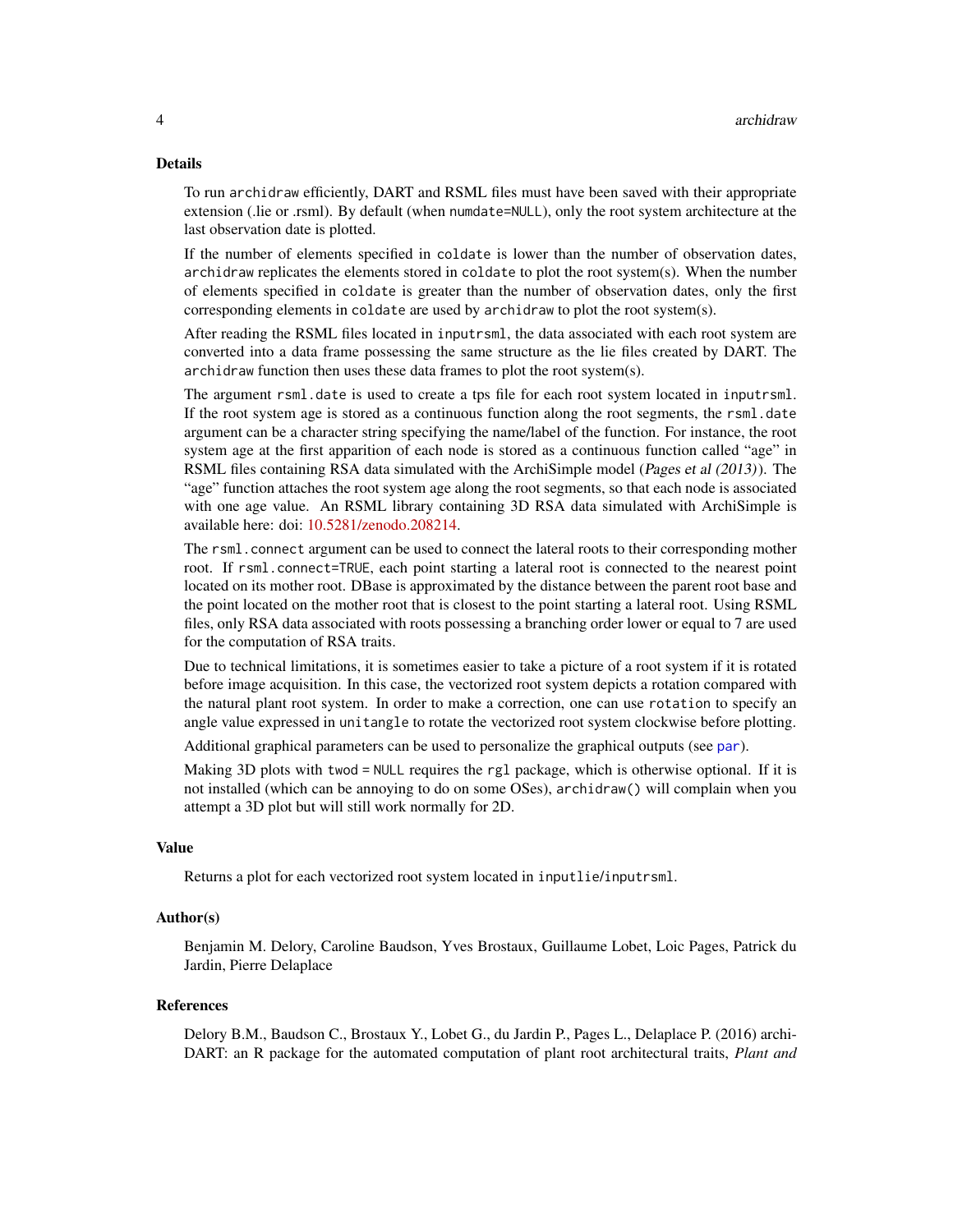## Details

To run `archidraw` efficiently, DART and RSML files must have been saved with their appropriate extension (.lie or .rsml). By default (when `numdate=NULL`), only the root system architecture at the last observation date is plotted.

If the number of elements specified in `coldate` is lower than the number of observation dates, `archidraw` replicates the elements stored in `coldate` to plot the root system(s). When the number of elements specified in `coldate` is greater than the number of observation dates, only the first corresponding elements in `coldate` are used by `archidraw` to plot the root system(s).

After reading the RSML files located in `inputrsml`, the data associated with each root system are converted into a data frame possessing the same structure as the lie files created by DART. The `archidraw` function then uses these data frames to plot the root system(s).

The argument `rsml.date` is used to create a tps file for each root system located in `inputrsml`. If the root system age is stored as a continuous function along the root segments, the `rsml.date` argument can be a character string specifying the name/label of the function. For instance, the root system age at the first apparition of each node is stored as a continuous function called "age" in RSML files containing RSA data simulated with the ArchiSimple model (*Pages et al (2013)*). The "age" function attaches the root system age along the root segments, so that each node is associated with one age value. An RSML library containing 3D RSA data simulated with ArchiSimple is available here: doi: 10.5281/zenodo.208214.

The `rsml.connect` argument can be used to connect the lateral roots to their corresponding mother root. If `rsml.connect=TRUE`, each point starting a lateral root is connected to the nearest point located on its mother root. DBase is approximated by the distance between the parent root base and the point located on the mother root that is closest to the point starting a lateral root. Using RSML files, only RSA data associated with roots possessing a branching order lower or equal to 7 are used for the computation of RSA traits.

Due to technical limitations, it is sometimes easier to take a picture of a root system if it is rotated before image acquisition. In this case, the vectorized root system depicts a rotation compared with the natural plant root system. In order to make a correction, one can use `rotation` to specify an angle value expressed in `unitangle` to rotate the vectorized root system clockwise before plotting.

Additional graphical parameters can be used to personalize the graphical outputs (see `par`).

Making 3D plots with `twod = NULL` requires the `rgl` package, which is otherwise optional. If it is not installed (which can be annoying to do on some OSes), `archidraw()` will complain when you attempt a 3D plot but will still work normally for 2D.

## Value

Returns a plot for each vectorized root system located in `inputlie`/`inputrsml`.

## Author(s)

Benjamin M. Delory, Caroline Baudson, Yves Brostaux, Guillaume Lobet, Loic Pages, Patrick du Jardin, Pierre Delaplace

## References

Delory B.M., Baudson C., Brostaux Y., Lobet G., du Jardin P., Pages L., Delaplace P. (2016) archiDART: an R package for the automated computation of plant root architectural traits, *Plant and*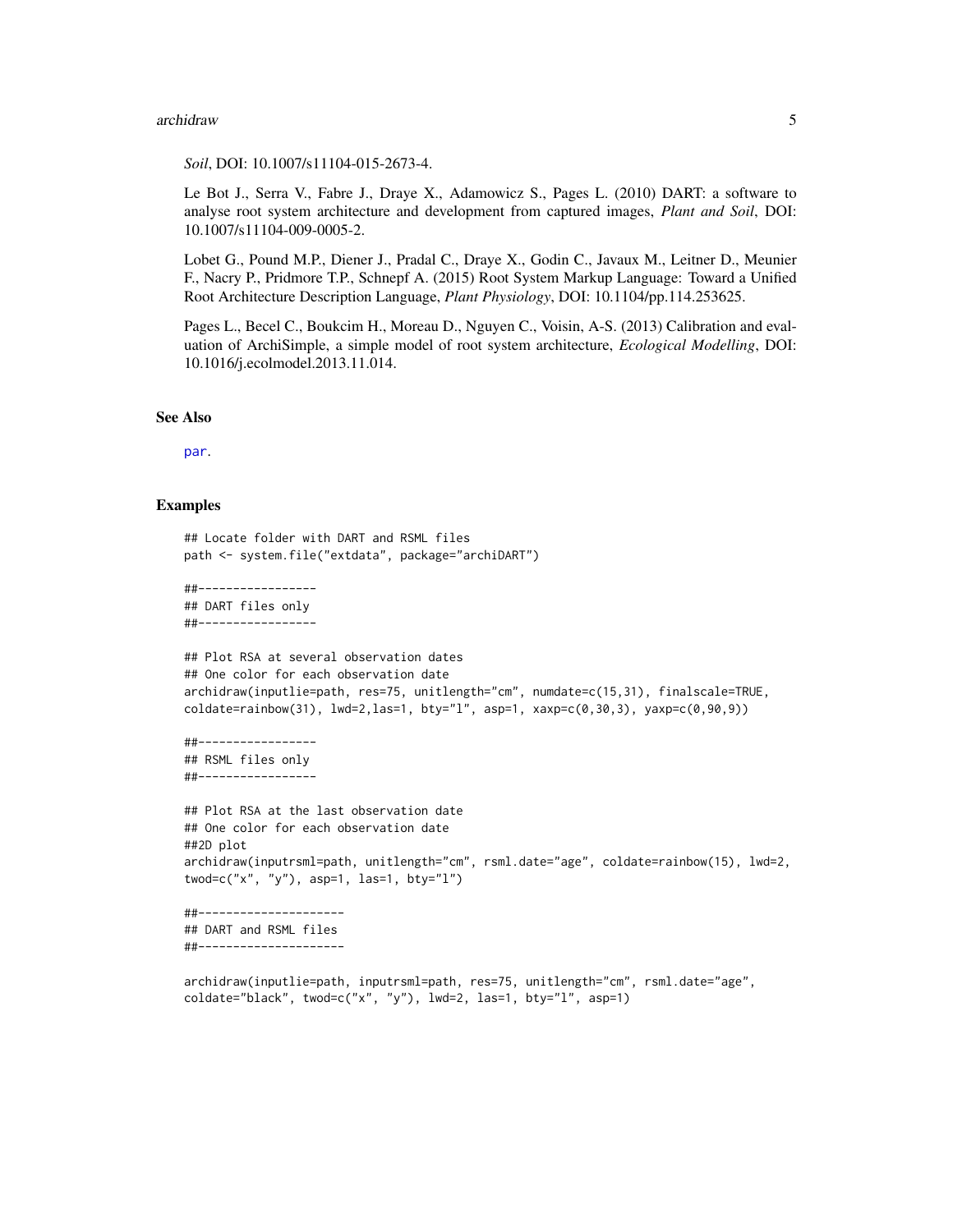*Soil*, DOI: 10.1007/s11104-015-2673-4.

Le Bot J., Serra V., Fabre J., Draye X., Adamowicz S., Pages L. (2010) DART: a software to analyse root system architecture and development from captured images, *Plant and Soil*, DOI: 10.1007/s11104-009-0005-2.

Lobet G., Pound M.P., Diener J., Pradal C., Draye X., Godin C., Javaux M., Leitner D., Meunier F., Nacry P., Pridmore T.P., Schnepf A. (2015) Root System Markup Language: Toward a Unified Root Architecture Description Language, *Plant Physiology*, DOI: 10.1104/pp.114.253625.

Pages L., Becel C., Boukcim H., Moreau D., Nguyen C., Voisin, A-S. (2013) Calibration and evaluation of ArchiSimple, a simple model of root system architecture, *Ecological Modelling*, DOI: 10.1016/j.ecolmodel.2013.11.014.

### See Also

par.

### Examples

```
## Locate folder with DART and RSML files
path <- system.file("extdata", package="archiDART")

##-----------------
## DART files only
##-----------------

## Plot RSA at several observation dates
## One color for each observation date
archidraw(inputlie=path, res=75, unitlength="cm", numdate=c(15,31), finalscale=TRUE,
coldate=rainbow(31), lwd=2,las=1, bty="l", asp=1, xaxp=c(0,30,3), yaxp=c(0,90,9))

##-----------------
## RSML files only
##-----------------

## Plot RSA at the last observation date
## One color for each observation date
##2D plot
archidraw(inputrsml=path, unitlength="cm", rsml.date="age", coldate=rainbow(15), lwd=2,
twod=c("x", "y"), asp=1, las=1, bty="l")

##---------------------
## DART and RSML files
##---------------------

archidraw(inputlie=path, inputrsml=path, res=75, unitlength="cm", rsml.date="age",
coldate="black", twod=c("x", "y"), lwd=2, las=1, bty="l", asp=1)
```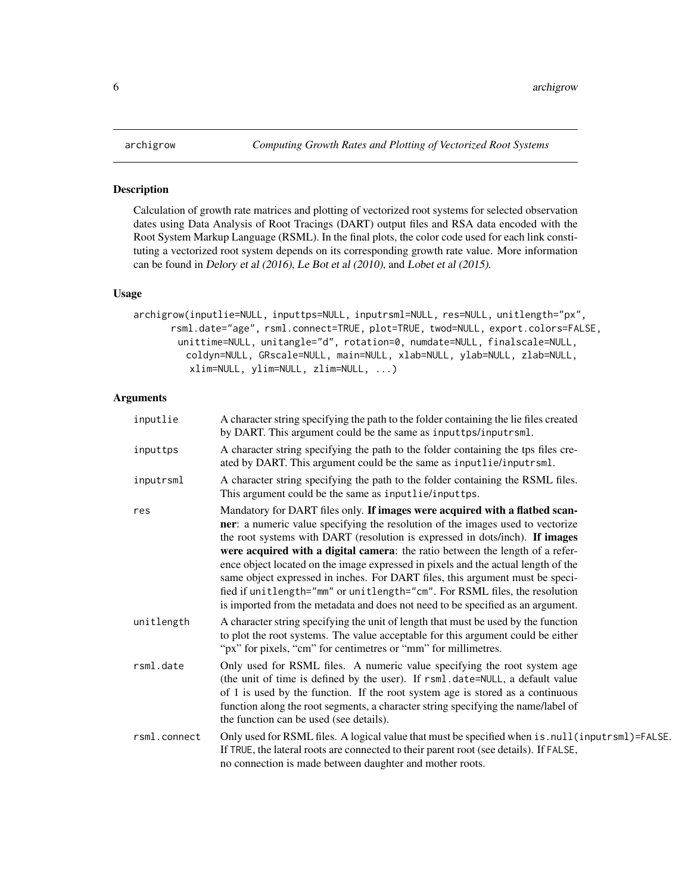archigrow — *Computing Growth Rates and Plotting of Vectorized Root Systems*

## Description

Calculation of growth rate matrices and plotting of vectorized root systems for selected observation dates using Data Analysis of Root Tracings (DART) output files and RSA data encoded with the Root System Markup Language (RSML). In the final plots, the color code used for each link constituting a vectorized root system depends on its corresponding growth rate value. More information can be found in *Delory et al (2016)*, *Le Bot et al (2010)*, and *Lobet et al (2015)*.

## Usage

```
archigrow(inputlie=NULL, inputtps=NULL, inputrsml=NULL, res=NULL, unitlength="px",
      rsml.date="age", rsml.connect=TRUE, plot=TRUE, twod=NULL, export.colors=FALSE,
        unittime=NULL, unitangle="d", rotation=0, numdate=NULL, finalscale=NULL,
          coldyn=NULL, GRscale=NULL, main=NULL, xlab=NULL, ylab=NULL, zlab=NULL,
           xlim=NULL, ylim=NULL, zlim=NULL, ...)
```

## Arguments

| Argument | Description |
|---|---|
| `inputlie` | A character string specifying the path to the folder containing the lie files created by DART. This argument could be the same as `inputtps`/`inputrsml`. |
| `inputtps` | A character string specifying the path to the folder containing the tps files created by DART. This argument could be the same as `inputlie`/`inputrsml`. |
| `inputrsml` | A character string specifying the path to the folder containing the RSML files. This argument could be the same as `inputlie`/`inputtps`. |
| `res` | Mandatory for DART files only. **If images were acquired with a flatbed scanner**: a numeric value specifying the resolution of the images used to vectorize the root systems with DART (resolution is expressed in dots/inch). **If images were acquired with a digital camera**: the ratio between the length of a reference object located on the image expressed in pixels and the actual length of the same object expressed in inches. For DART files, this argument must be specified if `unitlength="mm"` or `unitlength="cm"`. For RSML files, the resolution is imported from the metadata and does not need to be specified as an argument. |
| `unitlength` | A character string specifying the unit of length that must be used by the function to plot the root systems. The value acceptable for this argument could be either "px" for pixels, "cm" for centimetres or "mm" for millimetres. |
| `rsml.date` | Only used for RSML files. A numeric value specifying the root system age (the unit of time is defined by the user). If `rsml.date=NULL`, a default value of 1 is used by the function. If the root system age is stored as a continuous function along the root segments, a character string specifying the name/label of the function can be used (see details). |
| `rsml.connect` | Only used for RSML files. A logical value that must be specified when `is.null(inputrsml)=FALSE`. If `TRUE`, the lateral roots are connected to their parent root (see details). If `FALSE`, no connection is made between daughter and mother roots. |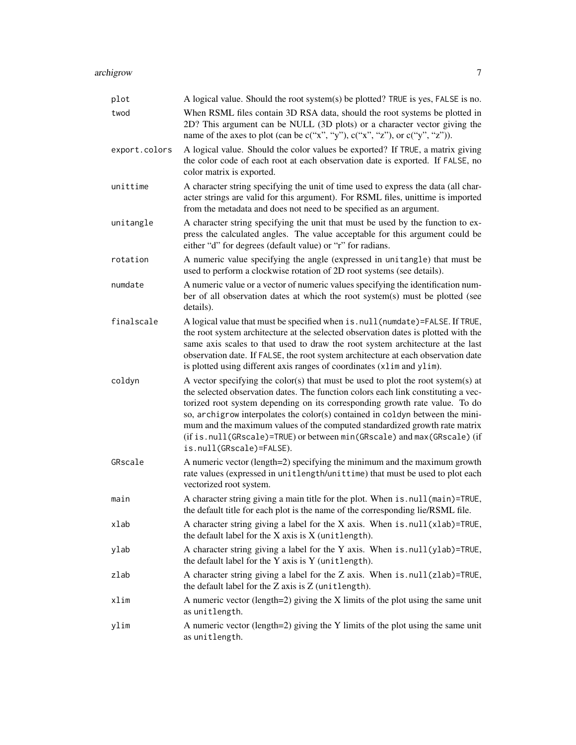| | |
|---|---|
| `plot` | A logical value. Should the root system(s) be plotted? `TRUE` is yes, `FALSE` is no. |
| `twod` | When RSML files contain 3D RSA data, should the root systems be plotted in 2D? This argument can be NULL (3D plots) or a character vector giving the name of the axes to plot (can be c("x", "y"), c("x", "z"), or c("y", "z")). |
| `export.colors` | A logical value. Should the color values be exported? If `TRUE`, a matrix giving the color code of each root at each observation date is exported. If `FALSE`, no color matrix is exported. |
| `unittime` | A character string specifying the unit of time used to express the data (all character strings are valid for this argument). For RSML files, unittime is imported from the metadata and does not need to be specified as an argument. |
| `unitangle` | A character string specifying the unit that must be used by the function to express the calculated angles. The value acceptable for this argument could be either "d" for degrees (default value) or "r" for radians. |
| `rotation` | A numeric value specifying the angle (expressed in `unitangle`) that must be used to perform a clockwise rotation of 2D root systems (see details). |
| `numdate` | A numeric value or a vector of numeric values specifying the identification number of all observation dates at which the root system(s) must be plotted (see details). |
| `finalscale` | A logical value that must be specified when `is.null(numdate)=FALSE`. If `TRUE`, the root system architecture at the selected observation dates is plotted with the same axis scales to that used to draw the root system architecture at the last observation date. If `FALSE`, the root system architecture at each observation date is plotted using different axis ranges of coordinates (`xlim` and `ylim`). |
| `coldyn` | A vector specifying the color(s) that must be used to plot the root system(s) at the selected observation dates. The function colors each link constituting a vectorized root system depending on its corresponding growth rate value. To do so, `archigrow` interpolates the color(s) contained in `coldyn` between the minimum and the maximum values of the computed standardized growth rate matrix (if `is.null(GRscale)=TRUE`) or between `min(GRscale)` and `max(GRscale)` (if `is.null(GRscale)=FALSE`). |
| `GRscale` | A numeric vector (length=2) specifying the minimum and the maximum growth rate values (expressed in `unitlength`/`unittime`) that must be used to plot each vectorized root system. |
| `main` | A character string giving a main title for the plot. When `is.null(main)=TRUE`, the default title for each plot is the name of the corresponding lie/RSML file. |
| `xlab` | A character string giving a label for the X axis. When `is.null(xlab)=TRUE`, the default label for the X axis is X (`unitlength`). |
| `ylab` | A character string giving a label for the Y axis. When `is.null(ylab)=TRUE`, the default label for the Y axis is Y (`unitlength`). |
| `zlab` | A character string giving a label for the Z axis. When `is.null(zlab)=TRUE`, the default label for the Z axis is Z (`unitlength`). |
| `xlim` | A numeric vector (length=2) giving the X limits of the plot using the same unit as `unitlength`. |
| `ylim` | A numeric vector (length=2) giving the Y limits of the plot using the same unit as `unitlength`. |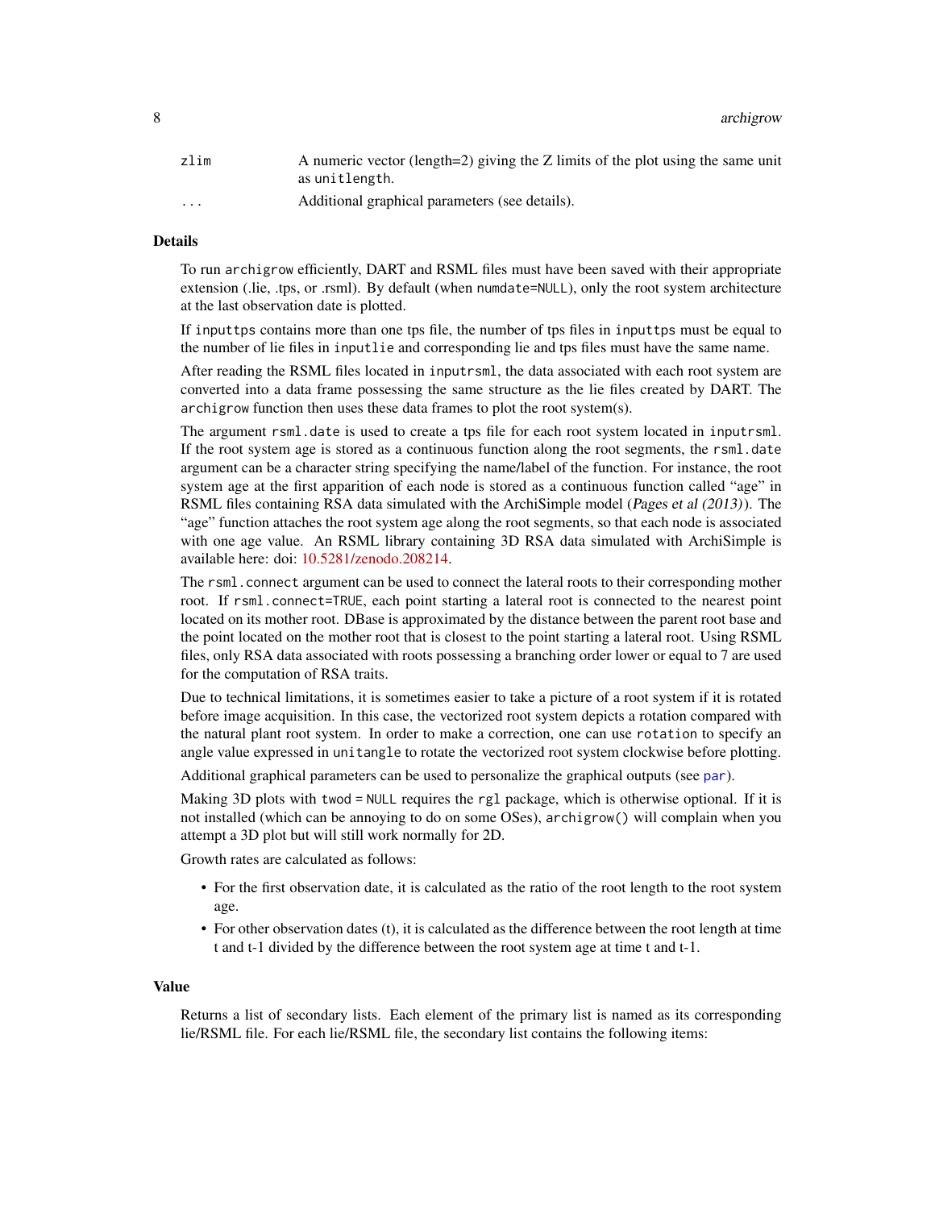| | |
|---|---|
| `zlim` | A numeric vector (length=2) giving the Z limits of the plot using the same unit as `unitlength`. |
| `...` | Additional graphical parameters (see details). |

## Details

To run `archigrow` efficiently, DART and RSML files must have been saved with their appropriate extension (.lie, .tps, or .rsml). By default (when `numdate=NULL`), only the root system architecture at the last observation date is plotted.

If `inputtps` contains more than one tps file, the number of tps files in `inputtps` must be equal to the number of lie files in `inputlie` and corresponding lie and tps files must have the same name.

After reading the RSML files located in `inputrsml`, the data associated with each root system are converted into a data frame possessing the same structure as the lie files created by DART. The `archigrow` function then uses these data frames to plot the root system(s).

The argument `rsml.date` is used to create a tps file for each root system located in `inputrsml`. If the root system age is stored as a continuous function along the root segments, the `rsml.date` argument can be a character string specifying the name/label of the function. For instance, the root system age at the first apparition of each node is stored as a continuous function called "age" in RSML files containing RSA data simulated with the ArchiSimple model (*Pages et al (2013)*). The "age" function attaches the root system age along the root segments, so that each node is associated with one age value. An RSML library containing 3D RSA data simulated with ArchiSimple is available here: doi: 10.5281/zenodo.208214.

The `rsml.connect` argument can be used to connect the lateral roots to their corresponding mother root. If `rsml.connect=TRUE`, each point starting a lateral root is connected to the nearest point located on its mother root. DBase is approximated by the distance between the parent root base and the point located on the mother root that is closest to the point starting a lateral root. Using RSML files, only RSA data associated with roots possessing a branching order lower or equal to 7 are used for the computation of RSA traits.

Due to technical limitations, it is sometimes easier to take a picture of a root system if it is rotated before image acquisition. In this case, the vectorized root system depicts a rotation compared with the natural plant root system. In order to make a correction, one can use `rotation` to specify an angle value expressed in `unitangle` to rotate the vectorized root system clockwise before plotting.

Additional graphical parameters can be used to personalize the graphical outputs (see `par`).

Making 3D plots with `twod = NULL` requires the `rgl` package, which is otherwise optional. If it is not installed (which can be annoying to do on some OSes), `archigrow()` will complain when you attempt a 3D plot but will still work normally for 2D.

Growth rates are calculated as follows:

- For the first observation date, it is calculated as the ratio of the root length to the root system age.
- For other observation dates (t), it is calculated as the difference between the root length at time t and t-1 divided by the difference between the root system age at time t and t-1.

## Value

Returns a list of secondary lists. Each element of the primary list is named as its corresponding lie/RSML file. For each lie/RSML file, the secondary list contains the following items: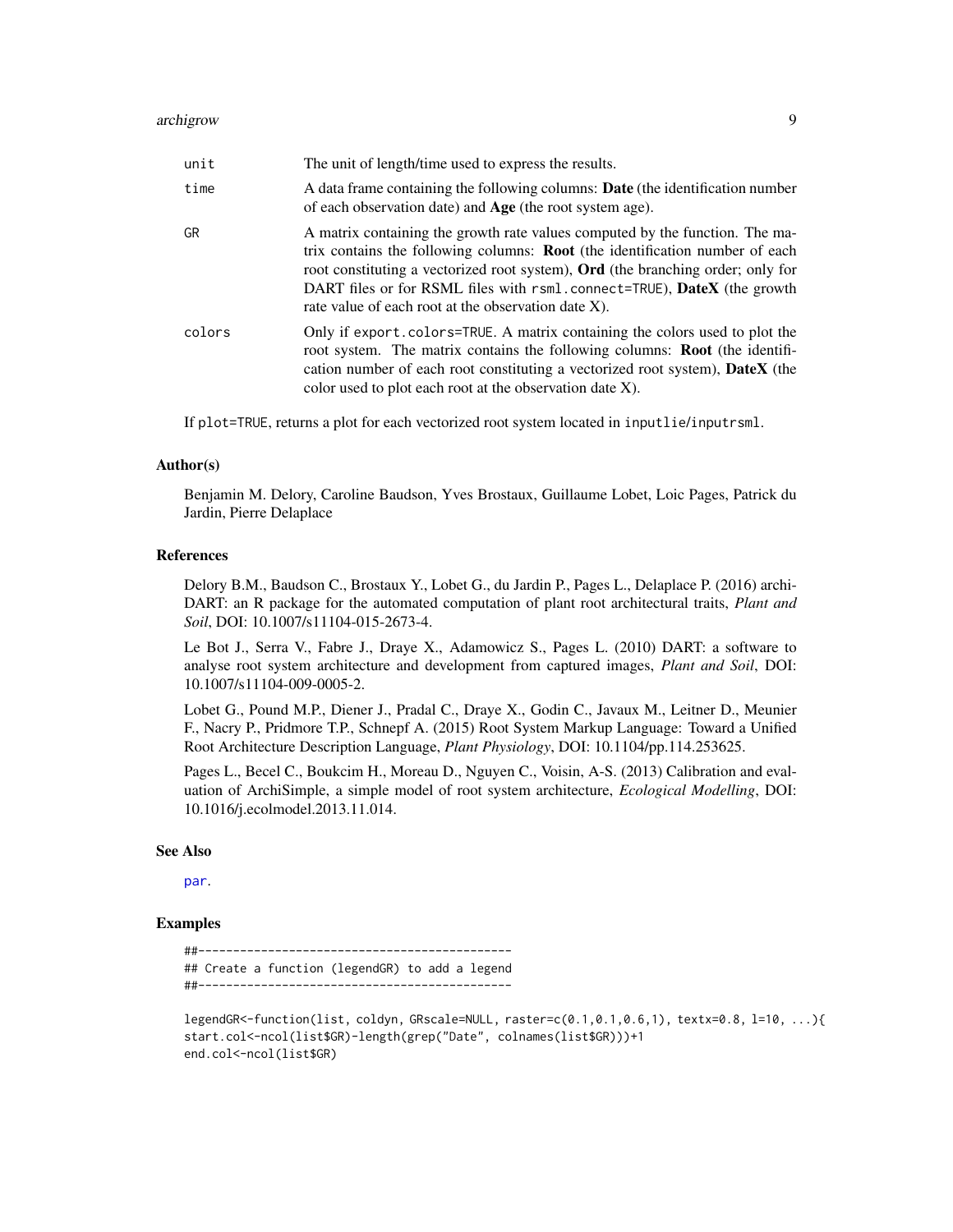| | |
|---|---|
| `unit` | The unit of length/time used to express the results. |
| `time` | A data frame containing the following columns: **Date** (the identification number of each observation date) and **Age** (the root system age). |
| `GR` | A matrix containing the growth rate values computed by the function. The matrix contains the following columns: **Root** (the identification number of each root constituting a vectorized root system), **Ord** (the branching order; only for DART files or for RSML files with `rsml.connect=TRUE`), **DateX** (the growth rate value of each root at the observation date X). |
| `colors` | Only if `export.colors=TRUE`. A matrix containing the colors used to plot the root system. The matrix contains the following columns: **Root** (the identification number of each root constituting a vectorized root system), **DateX** (the color used to plot each root at the observation date X). |

If `plot=TRUE`, returns a plot for each vectorized root system located in `inputlie/inputrsml`.

### Author(s)

Benjamin M. Delory, Caroline Baudson, Yves Brostaux, Guillaume Lobet, Loic Pages, Patrick du Jardin, Pierre Delaplace

### References

Delory B.M., Baudson C., Brostaux Y., Lobet G., du Jardin P., Pages L., Delaplace P. (2016) archiDART: an R package for the automated computation of plant root architectural traits, *Plant and Soil*, DOI: 10.1007/s11104-015-2673-4.

Le Bot J., Serra V., Fabre J., Draye X., Adamowicz S., Pages L. (2010) DART: a software to analyse root system architecture and development from captured images, *Plant and Soil*, DOI: 10.1007/s11104-009-0005-2.

Lobet G., Pound M.P., Diener J., Pradal C., Draye X., Godin C., Javaux M., Leitner D., Meunier F., Nacry P., Pridmore T.P., Schnepf A. (2015) Root System Markup Language: Toward a Unified Root Architecture Description Language, *Plant Physiology*, DOI: 10.1104/pp.114.253625.

Pages L., Becel C., Boukcim H., Moreau D., Nguyen C., Voisin, A-S. (2013) Calibration and evaluation of ArchiSimple, a simple model of root system architecture, *Ecological Modelling*, DOI: 10.1016/j.ecolmodel.2013.11.014.

### See Also

par.

### Examples

```
##---------------------------------------------
## Create a function (legendGR) to add a legend
##---------------------------------------------

legendGR<-function(list, coldyn, GRscale=NULL, raster=c(0.1,0.1,0.6,1), textx=0.8, l=10, ...){
start.col<-ncol(list$GR)-length(grep("Date", colnames(list$GR)))+1
end.col<-ncol(list$GR)
```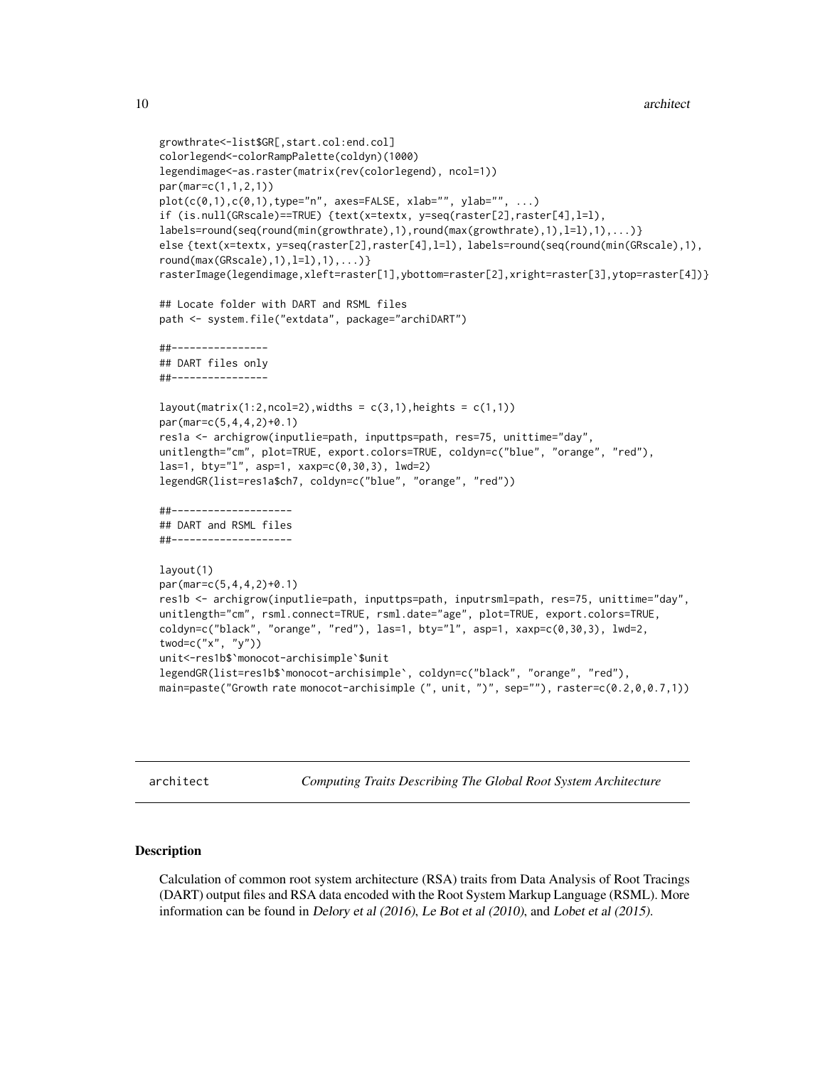```
growthrate<-list$GR[,start.col:end.col]
colorlegend<-colorRampPalette(coldyn)(1000)
legendimage<-as.raster(matrix(rev(colorlegend), ncol=1))
par(mar=c(1,1,2,1))
plot(c(0,1),c(0,1),type="n", axes=FALSE, xlab="", ylab="", ...)
if (is.null(GRscale)==TRUE) {text(x=textx, y=seq(raster[2],raster[4],l=l),
labels=round(seq(round(min(growthrate),1),round(max(growthrate),1),l=l),1),...)}
else {text(x=textx, y=seq(raster[2],raster[4],l=l), labels=round(seq(round(min(GRscale),1),
round(max(GRscale),1),l=l),1),...)}
rasterImage(legendimage,xleft=raster[1],ybottom=raster[2],xright=raster[3],ytop=raster[4])}

## Locate folder with DART and RSML files
path <- system.file("extdata", package="archiDART")

##----------------
## DART files only
##----------------

layout(matrix(1:2,ncol=2),widths = c(3,1),heights = c(1,1))
par(mar=c(5,4,4,2)+0.1)
res1a <- archigrow(inputlie=path, inputtps=path, res=75, unittime="day",
unitlength="cm", plot=TRUE, export.colors=TRUE, coldyn=c("blue", "orange", "red"),
las=1, bty="l", asp=1, xaxp=c(0,30,3), lwd=2)
legendGR(list=res1a$ch7, coldyn=c("blue", "orange", "red"))

##--------------------
## DART and RSML files
##--------------------

layout(1)
par(mar=c(5,4,4,2)+0.1)
res1b <- archigrow(inputlie=path, inputtps=path, inputrsml=path, res=75, unittime="day",
unitlength="cm", rsml.connect=TRUE, rsml.date="age", plot=TRUE, export.colors=TRUE,
coldyn=c("black", "orange", "red"), las=1, bty="l", asp=1, xaxp=c(0,30,3), lwd=2,
twod=c("x", "y"))
unit<-res1b$`monocot-archisimple`$unit
legendGR(list=res1b$`monocot-archisimple`, coldyn=c("black", "orange", "red"),
main=paste("Growth rate monocot-archisimple (", unit, ")", sep=""), raster=c(0.2,0,0.7,1))
```

---

# architect — *Computing Traits Describing The Global Root System Architecture*

## Description

Calculation of common root system architecture (RSA) traits from Data Analysis of Root Tracings (DART) output files and RSA data encoded with the Root System Markup Language (RSML). More information can be found in *Delory et al (2016)*, *Le Bot et al (2010)*, and *Lobet et al (2015)*.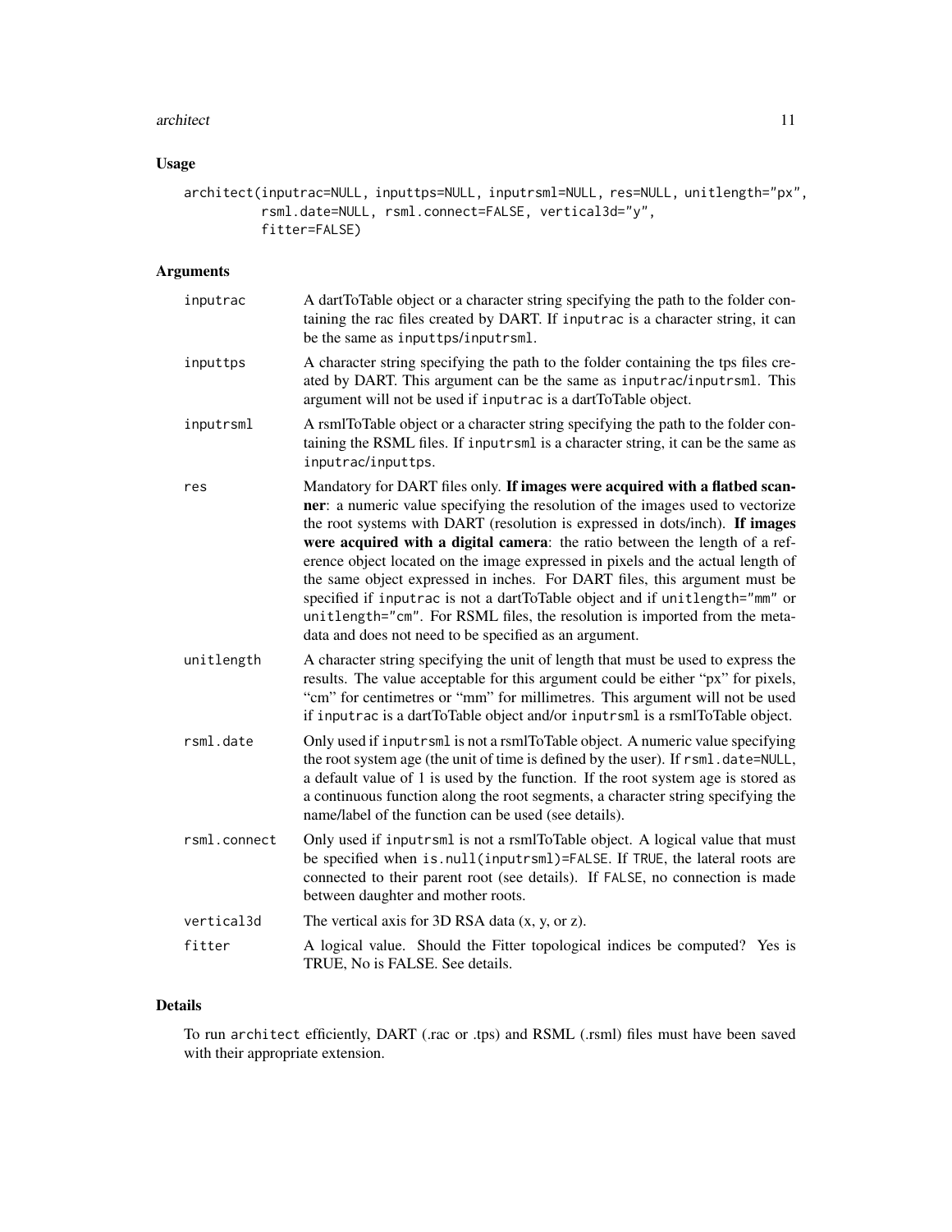## Usage

```
architect(inputrac=NULL, inputtps=NULL, inputrsml=NULL, res=NULL, unitlength="px",
          rsml.date=NULL, rsml.connect=FALSE, vertical3d="y",
          fitter=FALSE)
```

## Arguments

| | |
|---|---|
| inputrac | A dartToTable object or a character string specifying the path to the folder containing the rac files created by DART. If `inputrac` is a character string, it can be the same as `inputtps`/`inputrsml`. |
| inputtps | A character string specifying the path to the folder containing the tps files created by DART. This argument can be the same as `inputrac`/`inputrsml`. This argument will not be used if `inputrac` is a dartToTable object. |
| inputrsml | A rsmlToTable object or a character string specifying the path to the folder containing the RSML files. If `inputrsml` is a character string, it can be the same as `inputrac`/`inputtps`. |
| res | Mandatory for DART files only. **If images were acquired with a flatbed scanner**: a numeric value specifying the resolution of the images used to vectorize the root systems with DART (resolution is expressed in dots/inch). **If images were acquired with a digital camera**: the ratio between the length of a reference object located on the image expressed in pixels and the actual length of the same object expressed in inches. For DART files, this argument must be specified if `inputrac` is not a dartToTable object and if `unitlength="mm"` or `unitlength="cm"`. For RSML files, the resolution is imported from the metadata and does not need to be specified as an argument. |
| unitlength | A character string specifying the unit of length that must be used to express the results. The value acceptable for this argument could be either "px" for pixels, "cm" for centimetres or "mm" for millimetres. This argument will not be used if `inputrac` is a dartToTable object and/or `inputrsml` is a rsmlToTable object. |
| rsml.date | Only used if `inputrsml` is not a rsmlToTable object. A numeric value specifying the root system age (the unit of time is defined by the user). If `rsml.date=NULL`, a default value of 1 is used by the function. If the root system age is stored as a continuous function along the root segments, a character string specifying the name/label of the function can be used (see details). |
| rsml.connect | Only used if `inputrsml` is not a rsmlToTable object. A logical value that must be specified when `is.null(inputrsml)=FALSE`. If `TRUE`, the lateral roots are connected to their parent root (see details). If `FALSE`, no connection is made between daughter and mother roots. |
| vertical3d | The vertical axis for 3D RSA data (x, y, or z). |
| fitter | A logical value. Should the Fitter topological indices be computed? Yes is TRUE, No is FALSE. See details. |

## Details

To run `architect` efficiently, DART (.rac or .tps) and RSML (.rsml) files must have been saved with their appropriate extension.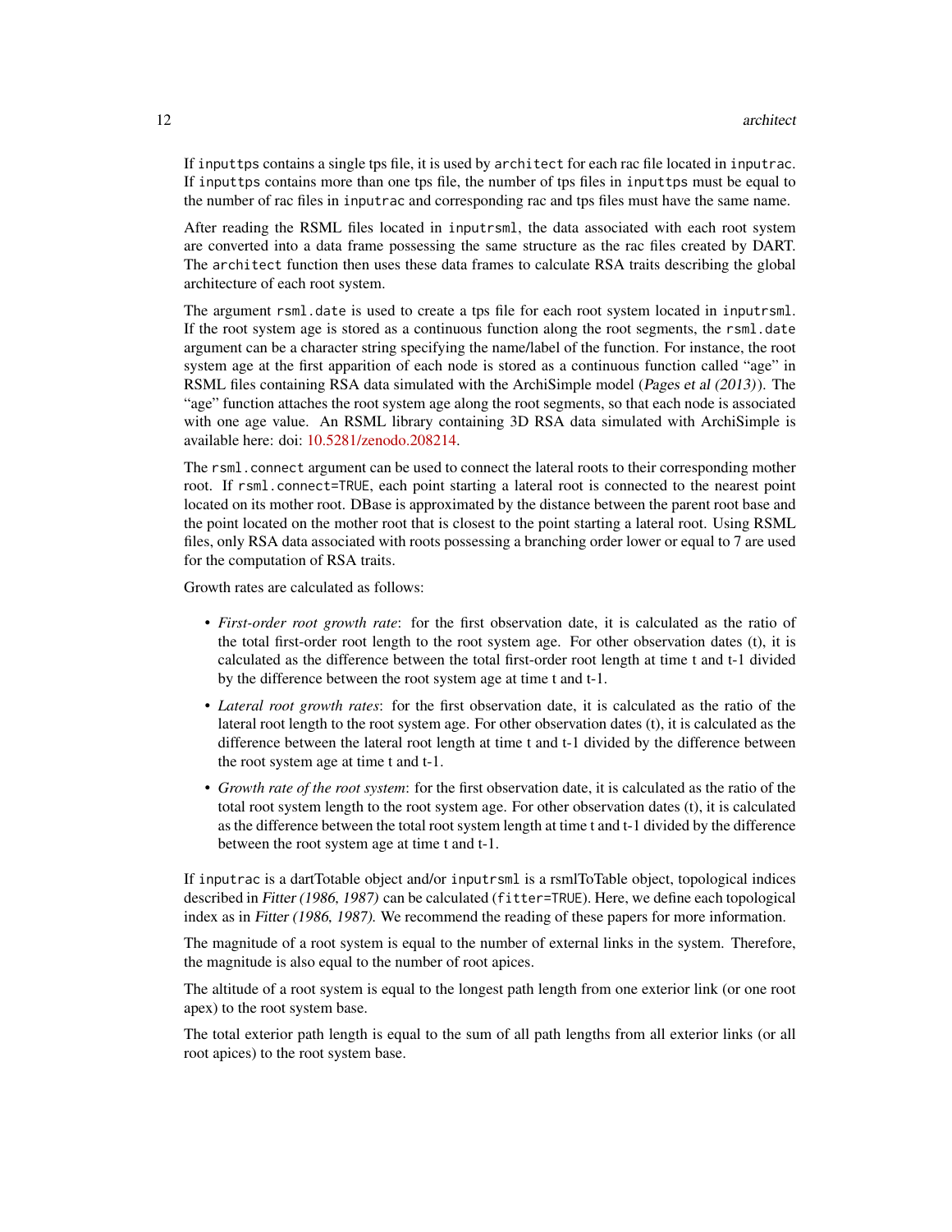If `inputtps` contains a single tps file, it is used by `architect` for each rac file located in `inputrac`. If `inputtps` contains more than one tps file, the number of tps files in `inputtps` must be equal to the number of rac files in `inputrac` and corresponding rac and tps files must have the same name.

After reading the RSML files located in `inputrsml`, the data associated with each root system are converted into a data frame possessing the same structure as the rac files created by DART. The `architect` function then uses these data frames to calculate RSA traits describing the global architecture of each root system.

The argument `rsml.date` is used to create a tps file for each root system located in `inputrsml`. If the root system age is stored as a continuous function along the root segments, the `rsml.date` argument can be a character string specifying the name/label of the function. For instance, the root system age at the first apparition of each node is stored as a continuous function called "age" in RSML files containing RSA data simulated with the ArchiSimple model (*Pages et al (2013)*). The "age" function attaches the root system age along the root segments, so that each node is associated with one age value. An RSML library containing 3D RSA data simulated with ArchiSimple is available here: doi: 10.5281/zenodo.208214.

The `rsml.connect` argument can be used to connect the lateral roots to their corresponding mother root. If `rsml.connect=TRUE`, each point starting a lateral root is connected to the nearest point located on its mother root. DBase is approximated by the distance between the parent root base and the point located on the mother root that is closest to the point starting a lateral root. Using RSML files, only RSA data associated with roots possessing a branching order lower or equal to 7 are used for the computation of RSA traits.

Growth rates are calculated as follows:

- *First-order root growth rate*: for the first observation date, it is calculated as the ratio of the total first-order root length to the root system age. For other observation dates (t), it is calculated as the difference between the total first-order root length at time t and t-1 divided by the difference between the root system age at time t and t-1.
- *Lateral root growth rates*: for the first observation date, it is calculated as the ratio of the lateral root length to the root system age. For other observation dates (t), it is calculated as the difference between the lateral root length at time t and t-1 divided by the difference between the root system age at time t and t-1.
- *Growth rate of the root system*: for the first observation date, it is calculated as the ratio of the total root system length to the root system age. For other observation dates (t), it is calculated as the difference between the total root system length at time t and t-1 divided by the difference between the root system age at time t and t-1.

If `inputrac` is a dartTotable object and/or `inputrsml` is a rsmlToTable object, topological indices described in *Fitter (1986, 1987)* can be calculated (`fitter=TRUE`). Here, we define each topological index as in *Fitter (1986, 1987)*. We recommend the reading of these papers for more information.

The magnitude of a root system is equal to the number of external links in the system. Therefore, the magnitude is also equal to the number of root apices.

The altitude of a root system is equal to the longest path length from one exterior link (or one root apex) to the root system base.

The total exterior path length is equal to the sum of all path lengths from all exterior links (or all root apices) to the root system base.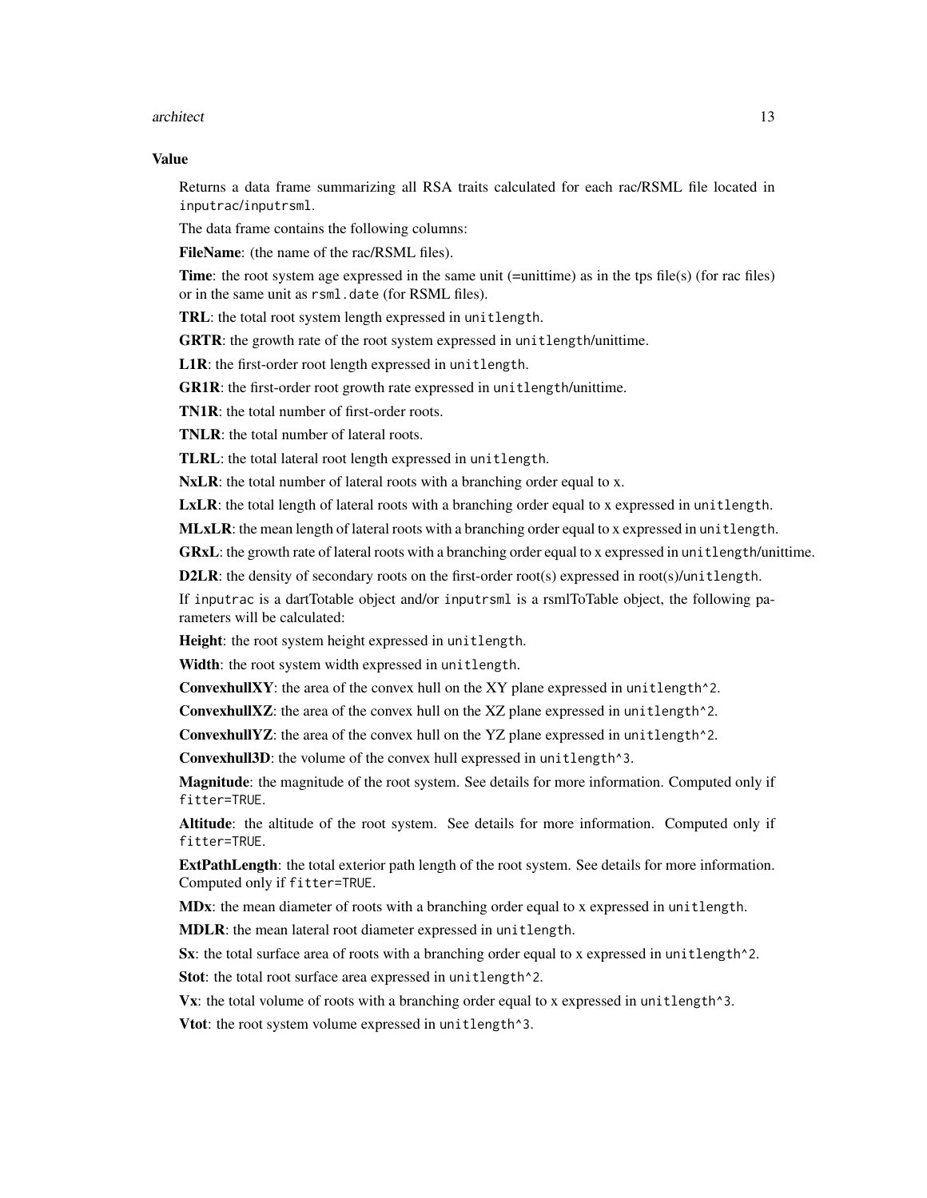## Value

Returns a data frame summarizing all RSA traits calculated for each rac/RSML file located in `inputrac/inputrsml`.

The data frame contains the following columns:

**FileName**: (the name of the rac/RSML files).

**Time**: the root system age expressed in the same unit (=unittime) as in the tps file(s) (for rac files) or in the same unit as `rsml.date` (for RSML files).

**TRL**: the total root system length expressed in `unitlength`.

**GRTR**: the growth rate of the root system expressed in `unitlength`/unittime.

**L1R**: the first-order root length expressed in `unitlength`.

**GR1R**: the first-order root growth rate expressed in `unitlength`/unittime.

**TN1R**: the total number of first-order roots.

**TNLR**: the total number of lateral roots.

**TLRL**: the total lateral root length expressed in `unitlength`.

**NxLR**: the total number of lateral roots with a branching order equal to x.

**LxLR**: the total length of lateral roots with a branching order equal to x expressed in `unitlength`.

**MLxLR**: the mean length of lateral roots with a branching order equal to x expressed in `unitlength`.

**GRxL**: the growth rate of lateral roots with a branching order equal to x expressed in `unitlength`/unittime.

**D2LR**: the density of secondary roots on the first-order root(s) expressed in root(s)/`unitlength`.

If `inputrac` is a dartTotable object and/or `inputrsml` is a rsmlToTable object, the following parameters will be calculated:

**Height**: the root system height expressed in `unitlength`.

**Width**: the root system width expressed in `unitlength`.

**ConvexhullXY**: the area of the convex hull on the XY plane expressed in `unitlength^2`.

**ConvexhullXZ**: the area of the convex hull on the XZ plane expressed in `unitlength^2`.

**ConvexhullYZ**: the area of the convex hull on the YZ plane expressed in `unitlength^2`.

**Convexhull3D**: the volume of the convex hull expressed in `unitlength^3`.

**Magnitude**: the magnitude of the root system. See details for more information. Computed only if `fitter=TRUE`.

**Altitude**: the altitude of the root system. See details for more information. Computed only if `fitter=TRUE`.

**ExtPathLength**: the total exterior path length of the root system. See details for more information. Computed only if `fitter=TRUE`.

**MDx**: the mean diameter of roots with a branching order equal to x expressed in `unitlength`.

**MDLR**: the mean lateral root diameter expressed in `unitlength`.

**Sx**: the total surface area of roots with a branching order equal to x expressed in `unitlength^2`.

**Stot**: the total root surface area expressed in `unitlength^2`.

**Vx**: the total volume of roots with a branching order equal to x expressed in `unitlength^3`.

**Vtot**: the root system volume expressed in `unitlength^3`.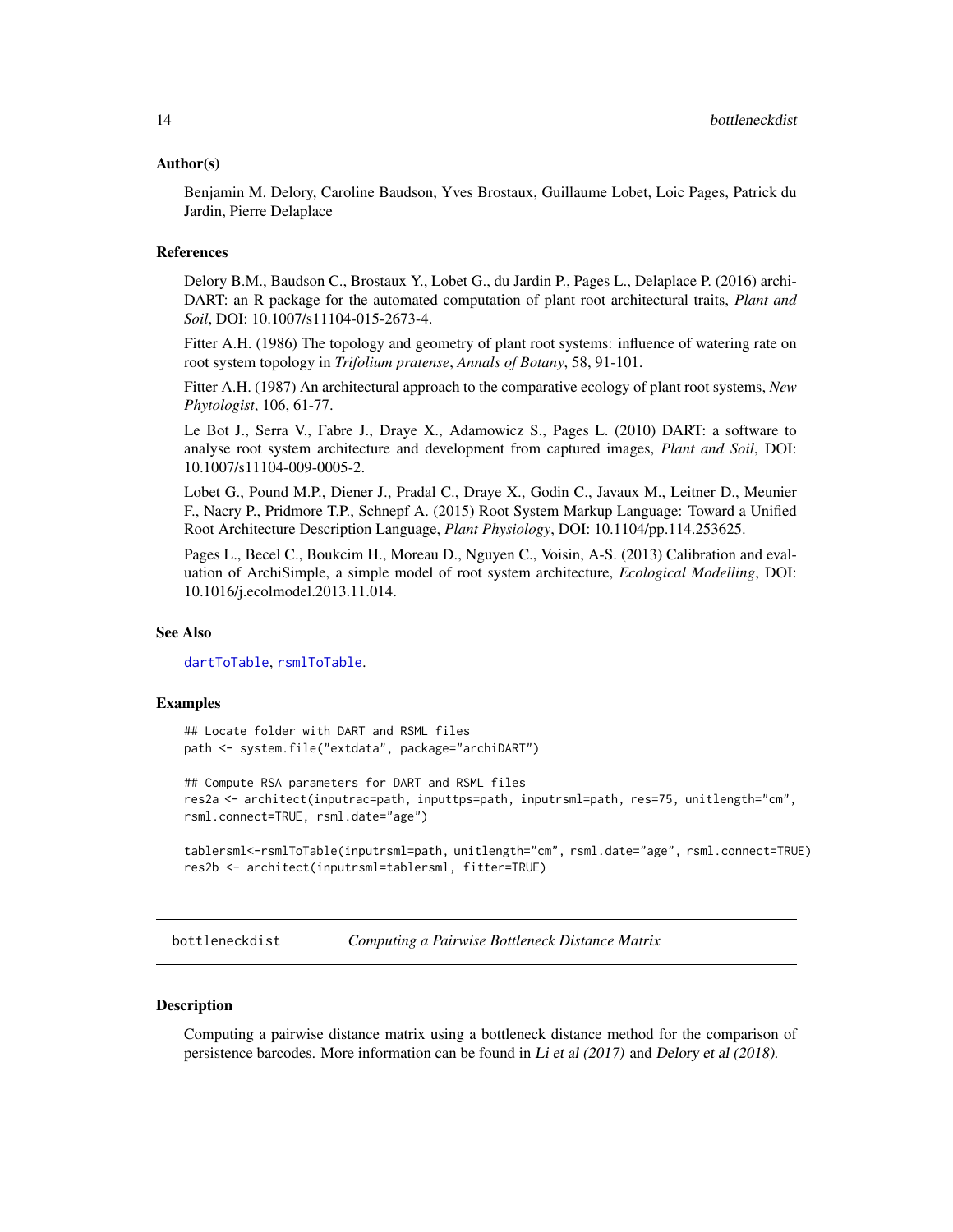### Author(s)

Benjamin M. Delory, Caroline Baudson, Yves Brostaux, Guillaume Lobet, Loic Pages, Patrick du Jardin, Pierre Delaplace

### References

Delory B.M., Baudson C., Brostaux Y., Lobet G., du Jardin P., Pages L., Delaplace P. (2016) archiDART: an R package for the automated computation of plant root architectural traits, *Plant and Soil*, DOI: 10.1007/s11104-015-2673-4.

Fitter A.H. (1986) The topology and geometry of plant root systems: influence of watering rate on root system topology in *Trifolium pratense*, *Annals of Botany*, 58, 91-101.

Fitter A.H. (1987) An architectural approach to the comparative ecology of plant root systems, *New Phytologist*, 106, 61-77.

Le Bot J., Serra V., Fabre J., Draye X., Adamowicz S., Pages L. (2010) DART: a software to analyse root system architecture and development from captured images, *Plant and Soil*, DOI: 10.1007/s11104-009-0005-2.

Lobet G., Pound M.P., Diener J., Pradal C., Draye X., Godin C., Javaux M., Leitner D., Meunier F., Nacry P., Pridmore T.P., Schnepf A. (2015) Root System Markup Language: Toward a Unified Root Architecture Description Language, *Plant Physiology*, DOI: 10.1104/pp.114.253625.

Pages L., Becel C., Boukcim H., Moreau D., Nguyen C., Voisin, A-S. (2013) Calibration and evaluation of ArchiSimple, a simple model of root system architecture, *Ecological Modelling*, DOI: 10.1016/j.ecolmodel.2013.11.014.

### See Also

`dartToTable`, `rsmlToTable`.

### Examples

```
## Locate folder with DART and RSML files
path <- system.file("extdata", package="archiDART")

## Compute RSA parameters for DART and RSML files
res2a <- architect(inputrac=path, inputtps=path, inputrsml=path, res=75, unitlength="cm",
rsml.connect=TRUE, rsml.date="age")

tablersml<-rsmlToTable(inputrsml=path, unitlength="cm", rsml.date="age", rsml.connect=TRUE)
res2b <- architect(inputrsml=tablersml, fitter=TRUE)
```

---

## bottleneckdist — *Computing a Pairwise Bottleneck Distance Matrix*

### Description

Computing a pairwise distance matrix using a bottleneck distance method for the comparison of persistence barcodes. More information can be found in *Li et al (2017)* and *Delory et al (2018)*.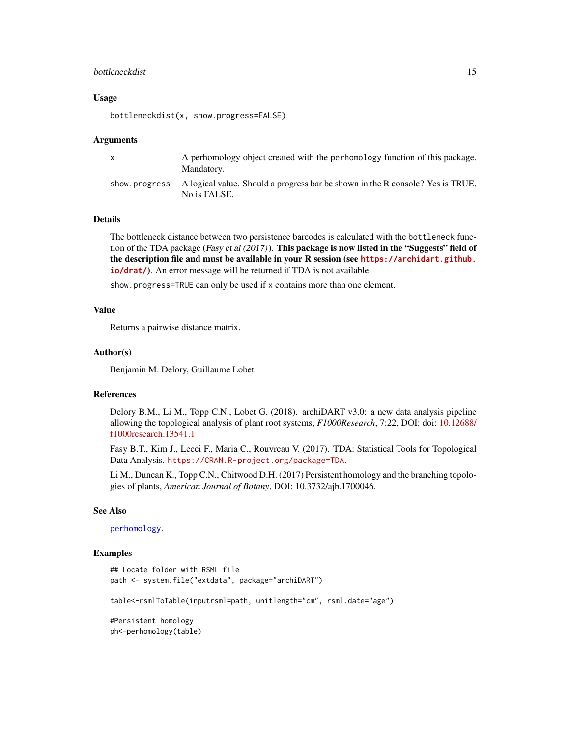## Usage

```
bottleneckdist(x, show.progress=FALSE)
```

## Arguments

| | |
|---|---|
| x | A perhomology object created with the perhomology function of this package. Mandatory. |
| show.progress | A logical value. Should a progress bar be shown in the R console? Yes is TRUE, No is FALSE. |

## Details

The bottleneck distance between two persistence barcodes is calculated with the bottleneck function of the TDA package (*Fasy et al (2017)*). **This package is now listed in the "Suggests" field of the description file and must be available in your R session (see https://archidart.github.io/drat/)**. An error message will be returned if TDA is not available.

show.progress=TRUE can only be used if x contains more than one element.

## Value

Returns a pairwise distance matrix.

## Author(s)

Benjamin M. Delory, Guillaume Lobet

## References

Delory B.M., Li M., Topp C.N., Lobet G. (2018). archiDART v3.0: a new data analysis pipeline allowing the topological analysis of plant root systems, *F1000Research*, 7:22, DOI: doi: 10.12688/f1000research.13541.1

Fasy B.T., Kim J., Lecci F., Maria C., Rouvreau V. (2017). TDA: Statistical Tools for Topological Data Analysis. https://CRAN.R-project.org/package=TDA.

Li M., Duncan K., Topp C.N., Chitwood D.H. (2017) Persistent homology and the branching topologies of plants, *American Journal of Botany*, DOI: 10.3732/ajb.1700046.

## See Also

perhomology.

## Examples

```
## Locate folder with RSML file
path <- system.file("extdata", package="archiDART")

table<-rsmlToTable(inputrsml=path, unitlength="cm", rsml.date="age")

#Persistent homology
ph<-perhomology(table)
```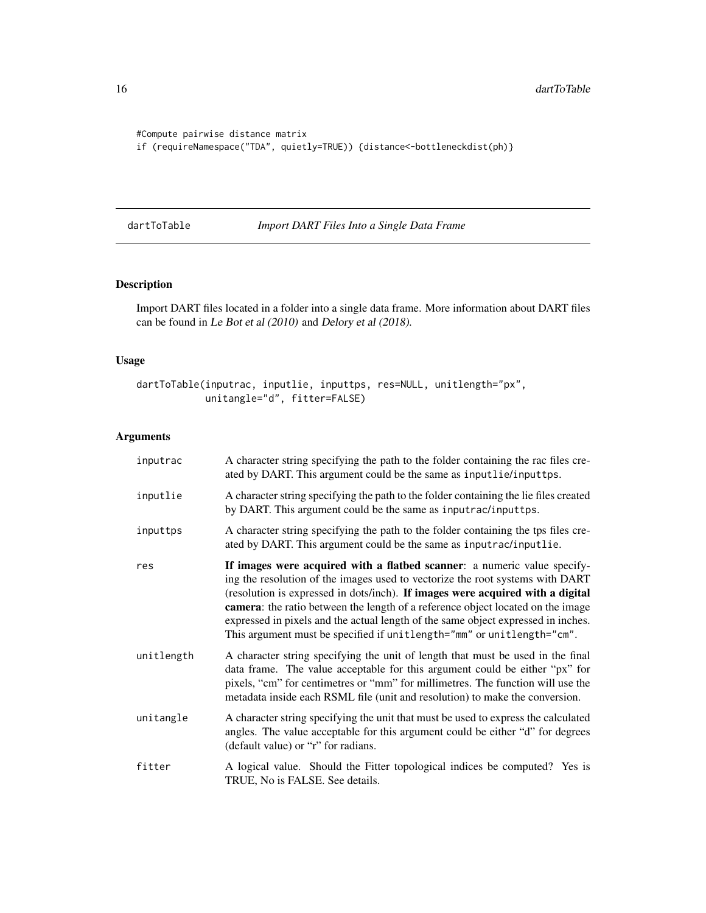```
#Compute pairwise distance matrix
if (requireNamespace("TDA", quietly=TRUE)) {distance<-bottleneckdist(ph)}
```

## dartToTable — *Import DART Files Into a Single Data Frame*

### Description

Import DART files located in a folder into a single data frame. More information about DART files can be found in *Le Bot et al (2010)* and *Delory et al (2018)*.

### Usage

```
dartToTable(inputrac, inputlie, inputtps, res=NULL, unitlength="px",
            unitangle="d", fitter=FALSE)
```

### Arguments

| Argument | Description |
|---|---|
| `inputrac` | A character string specifying the path to the folder containing the rac files created by DART. This argument could be the same as `inputlie`/`inputtps`. |
| `inputlie` | A character string specifying the path to the folder containing the lie files created by DART. This argument could be the same as `inputrac`/`inputtps`. |
| `inputtps` | A character string specifying the path to the folder containing the tps files created by DART. This argument could be the same as `inputrac`/`inputlie`. |
| `res` | **If images were acquired with a flatbed scanner**: a numeric value specifying the resolution of the images used to vectorize the root systems with DART (resolution is expressed in dots/inch). **If images were acquired with a digital camera**: the ratio between the length of a reference object located on the image expressed in pixels and the actual length of the same object expressed in inches. This argument must be specified if `unitlength="mm"` or `unitlength="cm"`. |
| `unitlength` | A character string specifying the unit of length that must be used in the final data frame. The value acceptable for this argument could be either "px" for pixels, "cm" for centimetres or "mm" for millimetres. The function will use the metadata inside each RSML file (unit and resolution) to make the conversion. |
| `unitangle` | A character string specifying the unit that must be used to express the calculated angles. The value acceptable for this argument could be either "d" for degrees (default value) or "r" for radians. |
| `fitter` | A logical value. Should the Fitter topological indices be computed? Yes is TRUE, No is FALSE. See details. |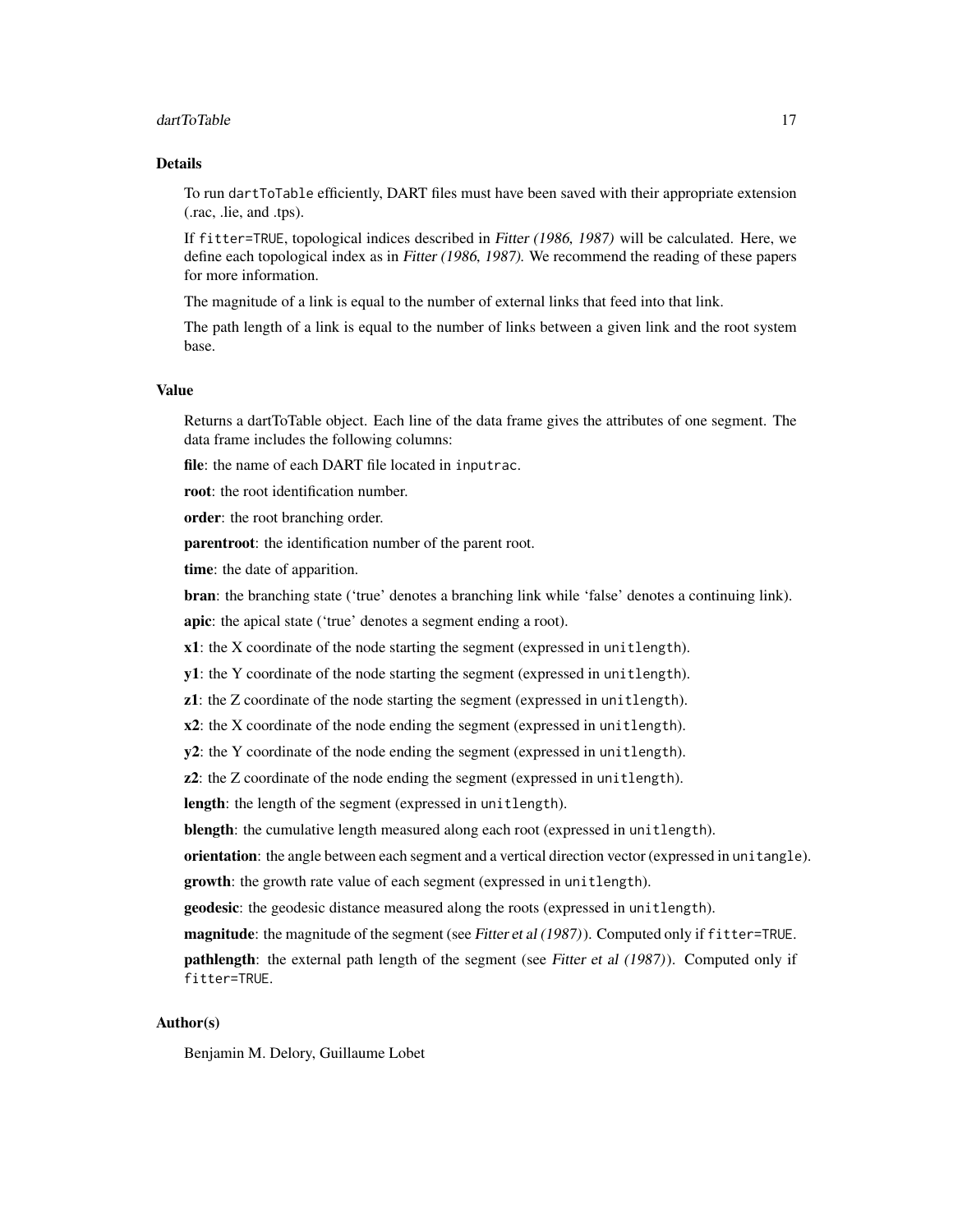## Details

To run `dartToTable` efficiently, DART files must have been saved with their appropriate extension (.rac, .lie, and .tps).

If `fitter=TRUE`, topological indices described in *Fitter (1986, 1987)* will be calculated. Here, we define each topological index as in *Fitter (1986, 1987).* We recommend the reading of these papers for more information.

The magnitude of a link is equal to the number of external links that feed into that link.

The path length of a link is equal to the number of links between a given link and the root system base.

## Value

Returns a dartToTable object. Each line of the data frame gives the attributes of one segment. The data frame includes the following columns:

**file**: the name of each DART file located in `inputrac`.

**root**: the root identification number.

**order**: the root branching order.

**parentroot**: the identification number of the parent root.

**time**: the date of apparition.

**bran**: the branching state ('true' denotes a branching link while 'false' denotes a continuing link).

**apic**: the apical state ('true' denotes a segment ending a root).

**x1**: the X coordinate of the node starting the segment (expressed in `unitlength`).

**y1**: the Y coordinate of the node starting the segment (expressed in `unitlength`).

**z1**: the Z coordinate of the node starting the segment (expressed in `unitlength`).

**x2**: the X coordinate of the node ending the segment (expressed in `unitlength`).

**y2**: the Y coordinate of the node ending the segment (expressed in `unitlength`).

**z2**: the Z coordinate of the node ending the segment (expressed in `unitlength`).

**length**: the length of the segment (expressed in `unitlength`).

**blength**: the cumulative length measured along each root (expressed in `unitlength`).

**orientation**: the angle between each segment and a vertical direction vector (expressed in `unitangle`).

**growth**: the growth rate value of each segment (expressed in `unitlength`).

**geodesic**: the geodesic distance measured along the roots (expressed in `unitlength`).

**magnitude**: the magnitude of the segment (see *Fitter et al (1987)*). Computed only if `fitter=TRUE`.

**pathlength**: the external path length of the segment (see *Fitter et al (1987)*). Computed only if `fitter=TRUE`.

## Author(s)

Benjamin M. Delory, Guillaume Lobet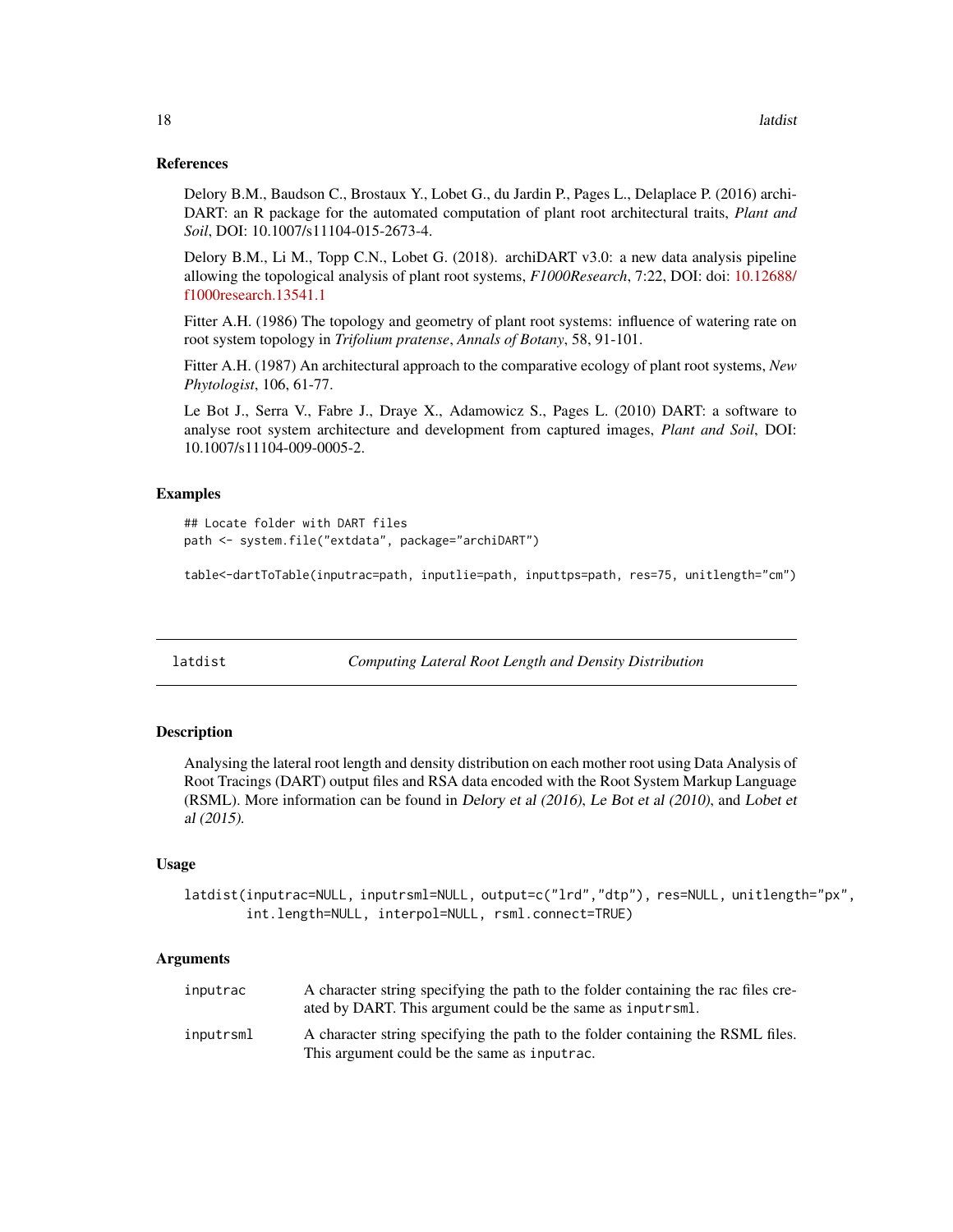### References

Delory B.M., Baudson C., Brostaux Y., Lobet G., du Jardin P., Pages L., Delaplace P. (2016) archi-DART: an R package for the automated computation of plant root architectural traits, *Plant and Soil*, DOI: 10.1007/s11104-015-2673-4.

Delory B.M., Li M., Topp C.N., Lobet G. (2018). archiDART v3.0: a new data analysis pipeline allowing the topological analysis of plant root systems, *F1000Research*, 7:22, DOI: doi: 10.12688/f1000research.13541.1

Fitter A.H. (1986) The topology and geometry of plant root systems: influence of watering rate on root system topology in *Trifolium pratense*, *Annals of Botany*, 58, 91-101.

Fitter A.H. (1987) An architectural approach to the comparative ecology of plant root systems, *New Phytologist*, 106, 61-77.

Le Bot J., Serra V., Fabre J., Draye X., Adamowicz S., Pages L. (2010) DART: a software to analyse root system architecture and development from captured images, *Plant and Soil*, DOI: 10.1007/s11104-009-0005-2.

### Examples

```
## Locate folder with DART files
path <- system.file("extdata", package="archiDART")

table<-dartToTable(inputrac=path, inputlie=path, inputtps=path, res=75, unitlength="cm")
```

---

## latdist — *Computing Lateral Root Length and Density Distribution*

### Description

Analysing the lateral root length and density distribution on each mother root using Data Analysis of Root Tracings (DART) output files and RSA data encoded with the Root System Markup Language (RSML). More information can be found in *Delory et al (2016)*, *Le Bot et al (2010)*, and *Lobet et al (2015)*.

### Usage

```
latdist(inputrac=NULL, inputrsml=NULL, output=c("lrd","dtp"), res=NULL, unitlength="px",
        int.length=NULL, interpol=NULL, rsml.connect=TRUE)
```

### Arguments

| | |
|---|---|
| inputrac | A character string specifying the path to the folder containing the rac files created by DART. This argument could be the same as inputrsml. |
| inputrsml | A character string specifying the path to the folder containing the RSML files. This argument could be the same as inputrac. |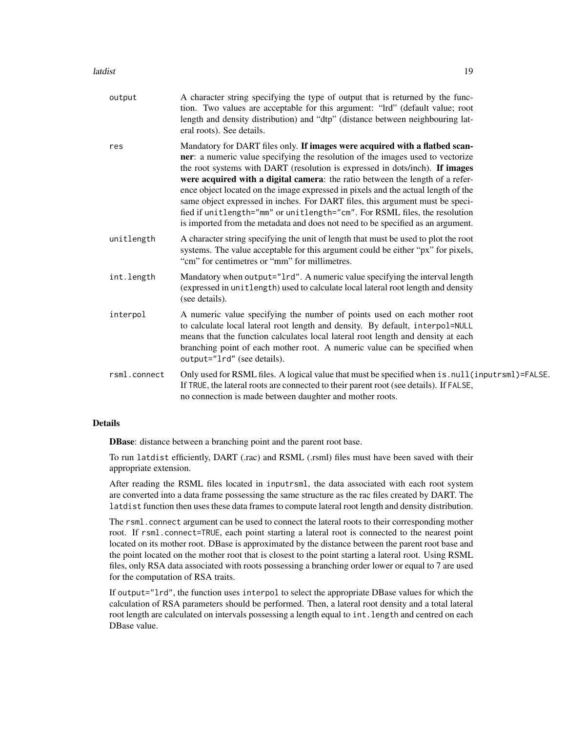| | |
|---|---|
| `output` | A character string specifying the type of output that is returned by the function. Two values are acceptable for this argument: "lrd" (default value; root length and density distribution) and "dtp" (distance between neighbouring lateral roots). See details. |
| `res` | Mandatory for DART files only. **If images were acquired with a flatbed scanner**: a numeric value specifying the resolution of the images used to vectorize the root systems with DART (resolution is expressed in dots/inch). **If images were acquired with a digital camera**: the ratio between the length of a reference object located on the image expressed in pixels and the actual length of the same object expressed in inches. For DART files, this argument must be specified if `unitlength="mm"` or `unitlength="cm"`. For RSML files, the resolution is imported from the metadata and does not need to be specified as an argument. |
| `unitlength` | A character string specifying the unit of length that must be used to plot the root systems. The value acceptable for this argument could be either "px" for pixels, "cm" for centimetres or "mm" for millimetres. |
| `int.length` | Mandatory when `output="lrd"`. A numeric value specifying the interval length (expressed in `unitlength`) used to calculate local lateral root length and density (see details). |
| `interpol` | A numeric value specifying the number of points used on each mother root to calculate local lateral root length and density. By default, `interpol=NULL` means that the function calculates local lateral root length and density at each branching point of each mother root. A numeric value can be specified when `output="lrd"` (see details). |
| `rsml.connect` | Only used for RSML files. A logical value that must be specified when `is.null(inputrsml)=FALSE`. If `TRUE`, the lateral roots are connected to their parent root (see details). If `FALSE`, no connection is made between daughter and mother roots. |

## Details

**DBase**: distance between a branching point and the parent root base.

To run `latdist` efficiently, DART (.rac) and RSML (.rsml) files must have been saved with their appropriate extension.

After reading the RSML files located in `inputrsml`, the data associated with each root system are converted into a data frame possessing the same structure as the rac files created by DART. The `latdist` function then uses these data frames to compute lateral root length and density distribution.

The `rsml.connect` argument can be used to connect the lateral roots to their corresponding mother root. If `rsml.connect=TRUE`, each point starting a lateral root is connected to the nearest point located on its mother root. DBase is approximated by the distance between the parent root base and the point located on the mother root that is closest to the point starting a lateral root. Using RSML files, only RSA data associated with roots possessing a branching order lower or equal to 7 are used for the computation of RSA traits.

If `output="lrd"`, the function uses `interpol` to select the appropriate DBase values for which the calculation of RSA parameters should be performed. Then, a lateral root density and a total lateral root length are calculated on intervals possessing a length equal to `int.length` and centred on each DBase value.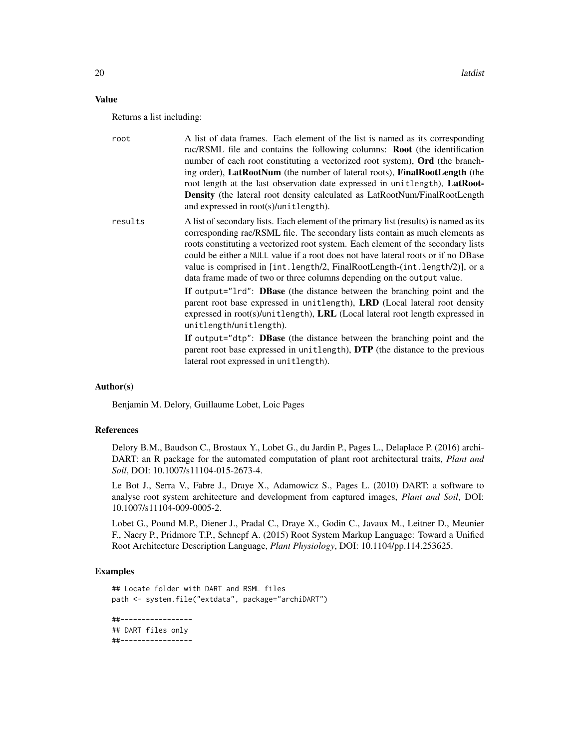## Value

Returns a list including:

- **root**: A list of data frames. Each element of the list is named as its corresponding rac/RSML file and contains the following columns: **Root** (the identification number of each root constituting a vectorized root system), **Ord** (the branching order), **LatRootNum** (the number of lateral roots), **FinalRootLength** (the root length at the last observation date expressed in `unitlength`), **LatRootDensity** (the lateral root density calculated as LatRootNum/FinalRootLength and expressed in root(s)/`unitlength`).

- **results**: A list of secondary lists. Each element of the primary list (results) is named as its corresponding rac/RSML file. The secondary lists contain as much elements as roots constituting a vectorized root system. Each element of the secondary lists could be either a `NULL` value if a root does not have lateral roots or if no DBase value is comprised in [`int.length`/2, FinalRootLength-(`int.length`/2)], or a data frame made of two or three columns depending on the `output` value.

  **If** `output="lrd"`: **DBase** (the distance between the branching point and the parent root base expressed in `unitlength`), **LRD** (Local lateral root density expressed in root(s)/`unitlength`), **LRL** (Local lateral root length expressed in `unitlength`/`unitlength`).

  **If** `output="dtp"`: **DBase** (the distance between the branching point and the parent root base expressed in `unitlength`), **DTP** (the distance to the previous lateral root expressed in `unitlength`).

## Author(s)

Benjamin M. Delory, Guillaume Lobet, Loic Pages

## References

Delory B.M., Baudson C., Brostaux Y., Lobet G., du Jardin P., Pages L., Delaplace P. (2016) archiDART: an R package for the automated computation of plant root architectural traits, *Plant and Soil*, DOI: 10.1007/s11104-015-2673-4.

Le Bot J., Serra V., Fabre J., Draye X., Adamowicz S., Pages L. (2010) DART: a software to analyse root system architecture and development from captured images, *Plant and Soil*, DOI: 10.1007/s11104-009-0005-2.

Lobet G., Pound M.P., Diener J., Pradal C., Draye X., Godin C., Javaux M., Leitner D., Meunier F., Nacry P., Pridmore T.P., Schnepf A. (2015) Root System Markup Language: Toward a Unified Root Architecture Description Language, *Plant Physiology*, DOI: 10.1104/pp.114.253625.

## Examples

```
## Locate folder with DART and RSML files
path <- system.file("extdata", package="archiDART")

##-----------------
## DART files only
##-----------------
```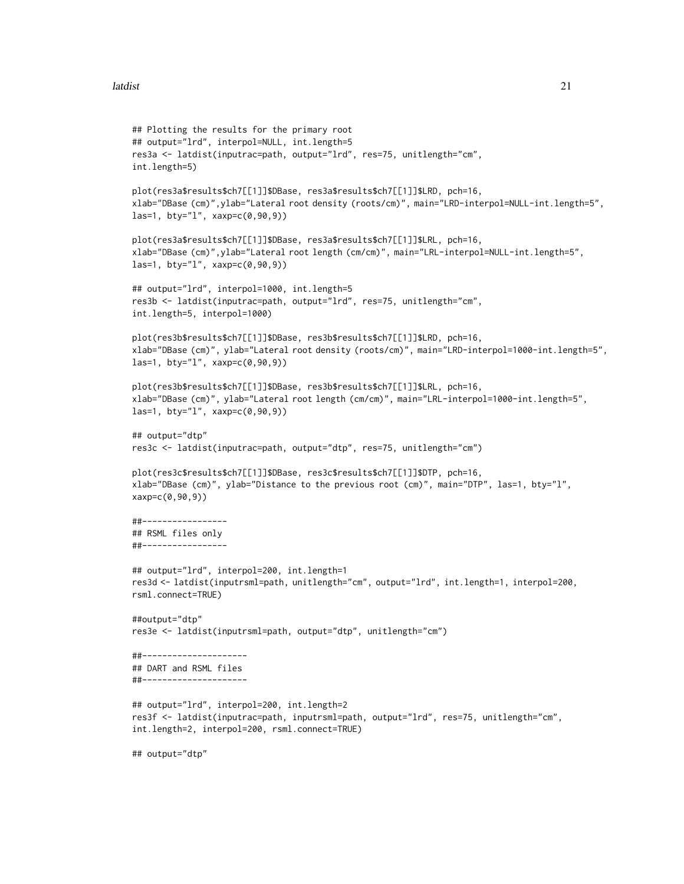```
## Plotting the results for the primary root
## output="lrd", interpol=NULL, int.length=5
res3a <- latdist(inputrac=path, output="lrd", res=75, unitlength="cm",
int.length=5)

plot(res3a$results$ch7[[1]]$DBase, res3a$results$ch7[[1]]$LRD, pch=16,
xlab="DBase (cm)",ylab="Lateral root density (roots/cm)", main="LRD-interpol=NULL-int.length=5",
las=1, bty="l", xaxp=c(0,90,9))

plot(res3a$results$ch7[[1]]$DBase, res3a$results$ch7[[1]]$LRL, pch=16,
xlab="DBase (cm)",ylab="Lateral root length (cm/cm)", main="LRL-interpol=NULL-int.length=5",
las=1, bty="l", xaxp=c(0,90,9))

## output="lrd", interpol=1000, int.length=5
res3b <- latdist(inputrac=path, output="lrd", res=75, unitlength="cm",
int.length=5, interpol=1000)

plot(res3b$results$ch7[[1]]$DBase, res3b$results$ch7[[1]]$LRD, pch=16,
xlab="DBase (cm)", ylab="Lateral root density (roots/cm)", main="LRD-interpol=1000-int.length=5",
las=1, bty="l", xaxp=c(0,90,9))

plot(res3b$results$ch7[[1]]$DBase, res3b$results$ch7[[1]]$LRL, pch=16,
xlab="DBase (cm)", ylab="Lateral root length (cm/cm)", main="LRL-interpol=1000-int.length=5",
las=1, bty="l", xaxp=c(0,90,9))

## output="dtp"
res3c <- latdist(inputrac=path, output="dtp", res=75, unitlength="cm")

plot(res3c$results$ch7[[1]]$DBase, res3c$results$ch7[[1]]$DTP, pch=16,
xlab="DBase (cm)", ylab="Distance to the previous root (cm)", main="DTP", las=1, bty="l",
xaxp=c(0,90,9))

##-----------------
## RSML files only
##-----------------

## output="lrd", interpol=200, int.length=1
res3d <- latdist(inputrsml=path, unitlength="cm", output="lrd", int.length=1, interpol=200,
rsml.connect=TRUE)

##output="dtp"
res3e <- latdist(inputrsml=path, output="dtp", unitlength="cm")

##---------------------
## DART and RSML files
##---------------------

## output="lrd", interpol=200, int.length=2
res3f <- latdist(inputrac=path, inputrsml=path, output="lrd", res=75, unitlength="cm",
int.length=2, interpol=200, rsml.connect=TRUE)

## output="dtp"
```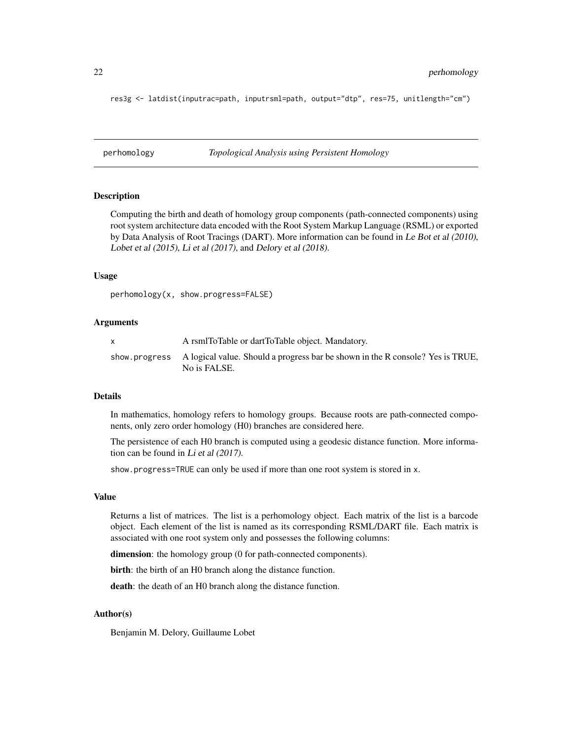```
res3g <- latdist(inputrac=path, inputrsml=path, output="dtp", res=75, unitlength="cm")
```

## perhomology *Topological Analysis using Persistent Homology*

### Description

Computing the birth and death of homology group components (path-connected components) using root system architecture data encoded with the Root System Markup Language (RSML) or exported by Data Analysis of Root Tracings (DART). More information can be found in *Le Bot et al (2010)*, *Lobet et al (2015)*, *Li et al (2017)*, and *Delory et al (2018)*.

### Usage

```
perhomology(x, show.progress=FALSE)
```

### Arguments

| | |
|---|---|
| x | A rsmlToTable or dartToTable object. Mandatory. |
| show.progress | A logical value. Should a progress bar be shown in the R console? Yes is TRUE, No is FALSE. |

### Details

In mathematics, homology refers to homology groups. Because roots are path-connected components, only zero order homology (H0) branches are considered here.

The persistence of each H0 branch is computed using a geodesic distance function. More information can be found in *Li et al (2017)*.

`show.progress=TRUE` can only be used if more than one root system is stored in `x`.

### Value

Returns a list of matrices. The list is a perhomology object. Each matrix of the list is a barcode object. Each element of the list is named as its corresponding RSML/DART file. Each matrix is associated with one root system only and possesses the following columns:

**dimension**: the homology group (0 for path-connected components).

**birth**: the birth of an H0 branch along the distance function.

**death**: the death of an H0 branch along the distance function.

### Author(s)

Benjamin M. Delory, Guillaume Lobet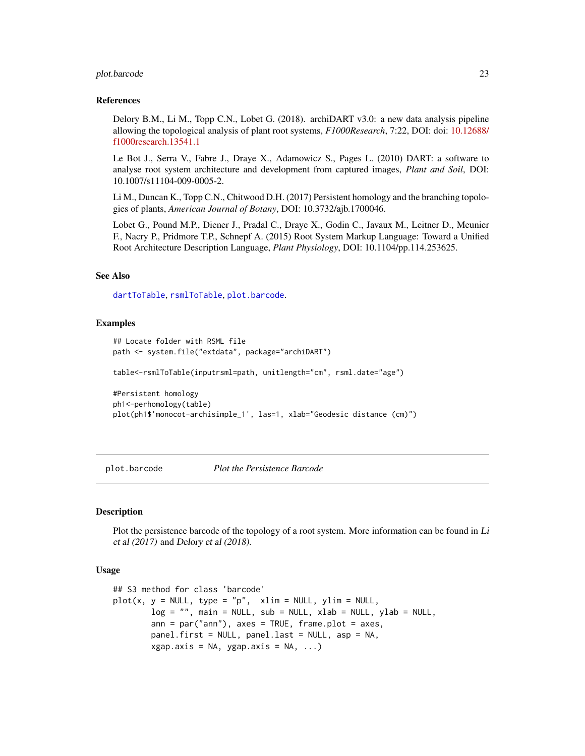### References

Delory B.M., Li M., Topp C.N., Lobet G. (2018). archiDART v3.0: a new data analysis pipeline allowing the topological analysis of plant root systems, *F1000Research*, 7:22, DOI: doi: 10.12688/f1000research.13541.1

Le Bot J., Serra V., Fabre J., Draye X., Adamowicz S., Pages L. (2010) DART: a software to analyse root system architecture and development from captured images, *Plant and Soil*, DOI: 10.1007/s11104-009-0005-2.

Li M., Duncan K., Topp C.N., Chitwood D.H. (2017) Persistent homology and the branching topologies of plants, *American Journal of Botany*, DOI: 10.3732/ajb.1700046.

Lobet G., Pound M.P., Diener J., Pradal C., Draye X., Godin C., Javaux M., Leitner D., Meunier F., Nacry P., Pridmore T.P., Schnepf A. (2015) Root System Markup Language: Toward a Unified Root Architecture Description Language, *Plant Physiology*, DOI: 10.1104/pp.114.253625.

### See Also

`dartToTable`, `rsmlToTable`, `plot.barcode`.

### Examples

```
## Locate folder with RSML file
path <- system.file("extdata", package="archiDART")

table<-rsmlToTable(inputrsml=path, unitlength="cm", rsml.date="age")

#Persistent homology
ph1<-perhomology(table)
plot(ph1$'monocot-archisimple_1', las=1, xlab="Geodesic distance (cm)")
```

---

## `plot.barcode` *Plot the Persistence Barcode*

---

### Description

Plot the persistence barcode of the topology of a root system. More information can be found in *Li et al (2017)* and *Delory et al (2018)*.

### Usage

```
## S3 method for class 'barcode'
plot(x, y = NULL, type = "p",  xlim = NULL, ylim = NULL,
        log = "", main = NULL, sub = NULL, xlab = NULL, ylab = NULL,
        ann = par("ann"), axes = TRUE, frame.plot = axes,
        panel.first = NULL, panel.last = NULL, asp = NA,
        xgap.axis = NA, ygap.axis = NA, ...)
```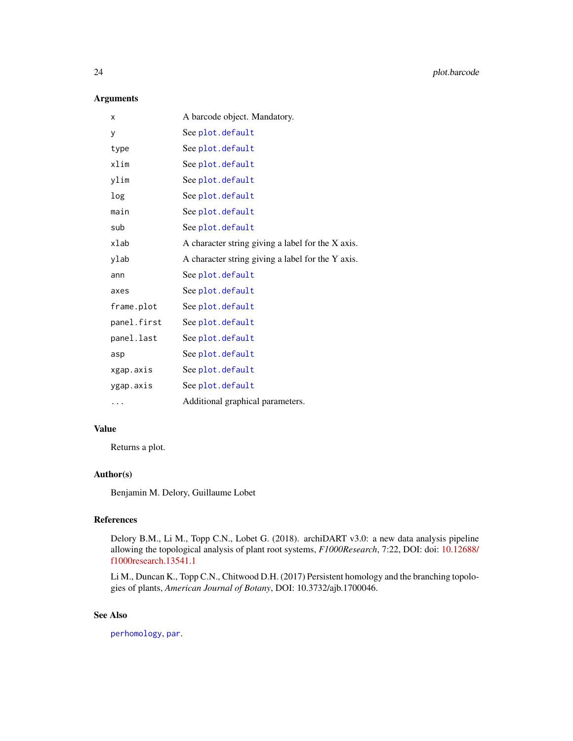## Arguments

| | |
|---|---|
| x | A barcode object. Mandatory. |
| y | See plot.default |
| type | See plot.default |
| xlim | See plot.default |
| ylim | See plot.default |
| log | See plot.default |
| main | See plot.default |
| sub | See plot.default |
| xlab | A character string giving a label for the X axis. |
| ylab | A character string giving a label for the Y axis. |
| ann | See plot.default |
| axes | See plot.default |
| frame.plot | See plot.default |
| panel.first | See plot.default |
| panel.last | See plot.default |
| asp | See plot.default |
| xgap.axis | See plot.default |
| ygap.axis | See plot.default |
| ... | Additional graphical parameters. |

## Value

Returns a plot.

## Author(s)

Benjamin M. Delory, Guillaume Lobet

## References

Delory B.M., Li M., Topp C.N., Lobet G. (2018). archiDART v3.0: a new data analysis pipeline allowing the topological analysis of plant root systems, *F1000Research*, 7:22, DOI: doi: 10.12688/f1000research.13541.1

Li M., Duncan K., Topp C.N., Chitwood D.H. (2017) Persistent homology and the branching topologies of plants, *American Journal of Botany*, DOI: 10.3732/ajb.1700046.

## See Also

perhomology, par.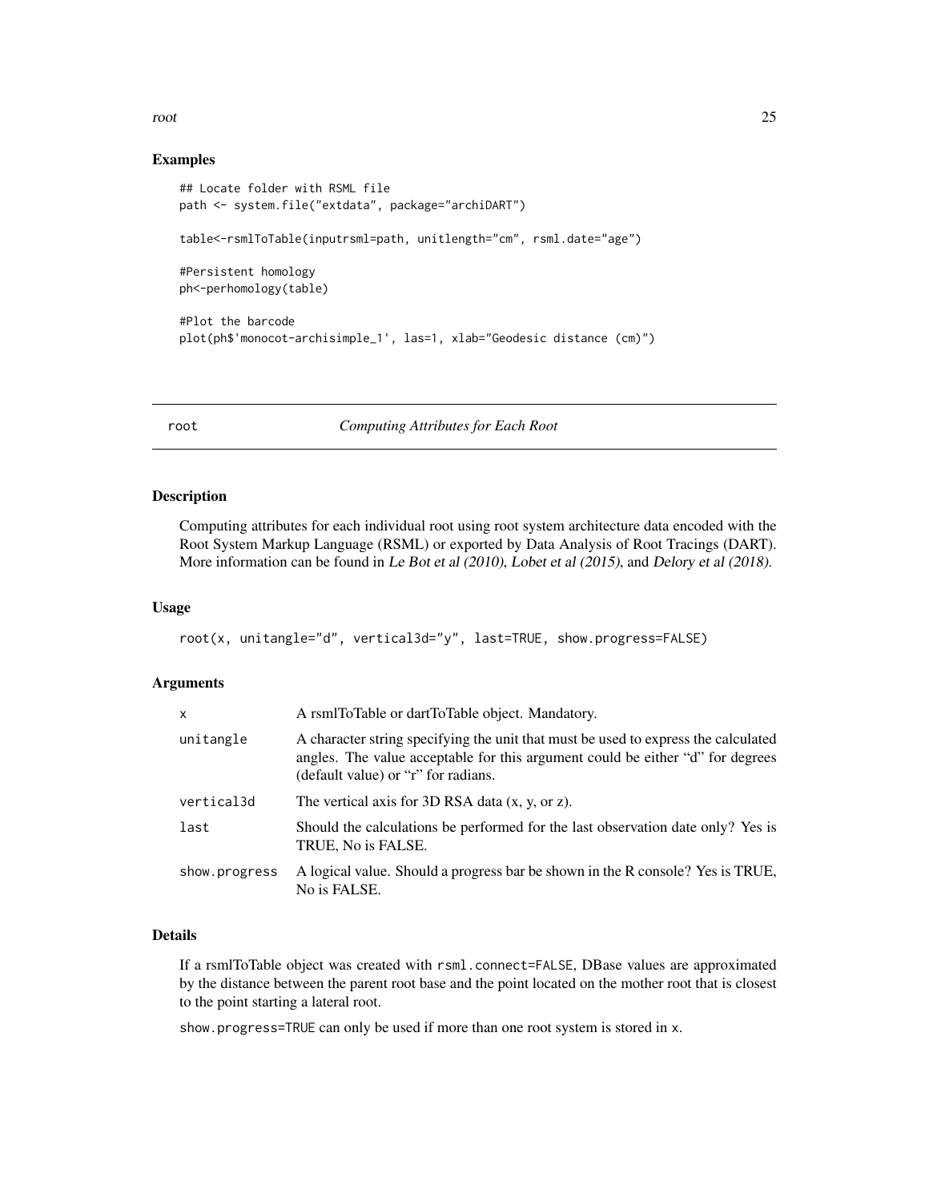## Examples

```
## Locate folder with RSML file
path <- system.file("extdata", package="archiDART")

table<-rsmlToTable(inputrsml=path, unitlength="cm", rsml.date="age")

#Persistent homology
ph<-perhomology(table)

#Plot the barcode
plot(ph$'monocot-archisimple_1', las=1, xlab="Geodesic distance (cm)")
```

---

# root — *Computing Attributes for Each Root*

---

## Description

Computing attributes for each individual root using root system architecture data encoded with the Root System Markup Language (RSML) or exported by Data Analysis of Root Tracings (DART). More information can be found in *Le Bot et al (2010)*, *Lobet et al (2015)*, and *Delory et al (2018)*.

## Usage

```
root(x, unitangle="d", vertical3d="y", last=TRUE, show.progress=FALSE)
```

## Arguments

| | |
|---|---|
| x | A rsmlToTable or dartToTable object. Mandatory. |
| unitangle | A character string specifying the unit that must be used to express the calculated angles. The value acceptable for this argument could be either "d" for degrees (default value) or "r" for radians. |
| vertical3d | The vertical axis for 3D RSA data (x, y, or z). |
| last | Should the calculations be performed for the last observation date only? Yes is TRUE, No is FALSE. |
| show.progress | A logical value. Should a progress bar be shown in the R console? Yes is TRUE, No is FALSE. |

## Details

If a rsmlToTable object was created with `rsml.connect=FALSE`, DBase values are approximated by the distance between the parent root base and the point located on the mother root that is closest to the point starting a lateral root.

`show.progress=TRUE` can only be used if more than one root system is stored in `x`.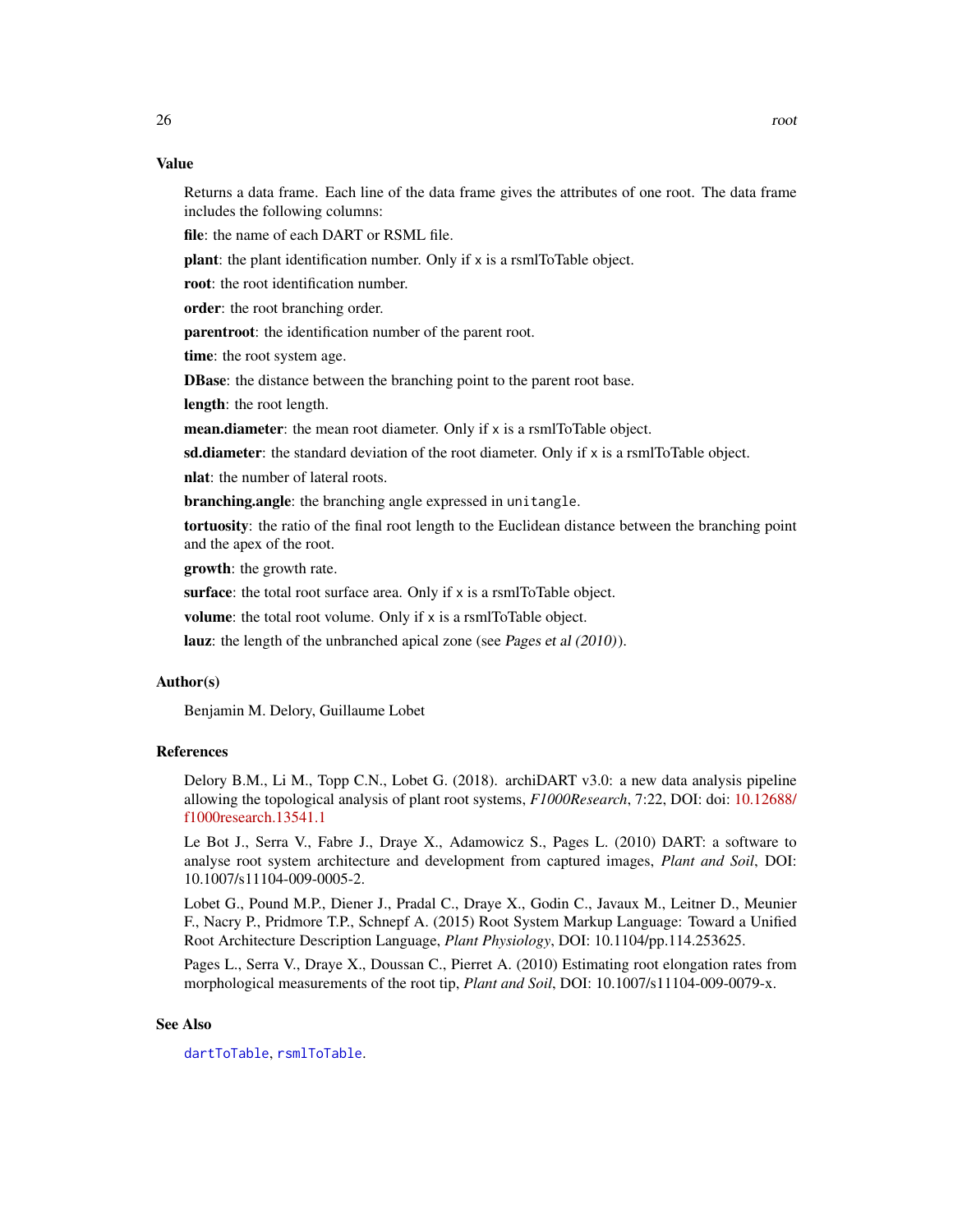## Value

Returns a data frame. Each line of the data frame gives the attributes of one root. The data frame includes the following columns:

**file**: the name of each DART or RSML file.

**plant**: the plant identification number. Only if `x` is a rsmlToTable object.

**root**: the root identification number.

**order**: the root branching order.

**parentroot**: the identification number of the parent root.

**time**: the root system age.

**DBase**: the distance between the branching point to the parent root base.

**length**: the root length.

**mean.diameter**: the mean root diameter. Only if `x` is a rsmlToTable object.

**sd.diameter**: the standard deviation of the root diameter. Only if `x` is a rsmlToTable object.

**nlat**: the number of lateral roots.

**branching.angle**: the branching angle expressed in `unitangle`.

**tortuosity**: the ratio of the final root length to the Euclidean distance between the branching point and the apex of the root.

**growth**: the growth rate.

**surface**: the total root surface area. Only if `x` is a rsmlToTable object.

**volume**: the total root volume. Only if `x` is a rsmlToTable object.

**lauz**: the length of the unbranched apical zone (see *Pages et al (2010)*).

## Author(s)

Benjamin M. Delory, Guillaume Lobet

## References

Delory B.M., Li M., Topp C.N., Lobet G. (2018). archiDART v3.0: a new data analysis pipeline allowing the topological analysis of plant root systems, *F1000Research*, 7:22, DOI: doi: 10.12688/f1000research.13541.1

Le Bot J., Serra V., Fabre J., Draye X., Adamowicz S., Pages L. (2010) DART: a software to analyse root system architecture and development from captured images, *Plant and Soil*, DOI: 10.1007/s11104-009-0005-2.

Lobet G., Pound M.P., Diener J., Pradal C., Draye X., Godin C., Javaux M., Leitner D., Meunier F., Nacry P., Pridmore T.P., Schnepf A. (2015) Root System Markup Language: Toward a Unified Root Architecture Description Language, *Plant Physiology*, DOI: 10.1104/pp.114.253625.

Pages L., Serra V., Draye X., Doussan C., Pierret A. (2010) Estimating root elongation rates from morphological measurements of the root tip, *Plant and Soil*, DOI: 10.1007/s11104-009-0079-x.

## See Also

`dartToTable`, `rsmlToTable`.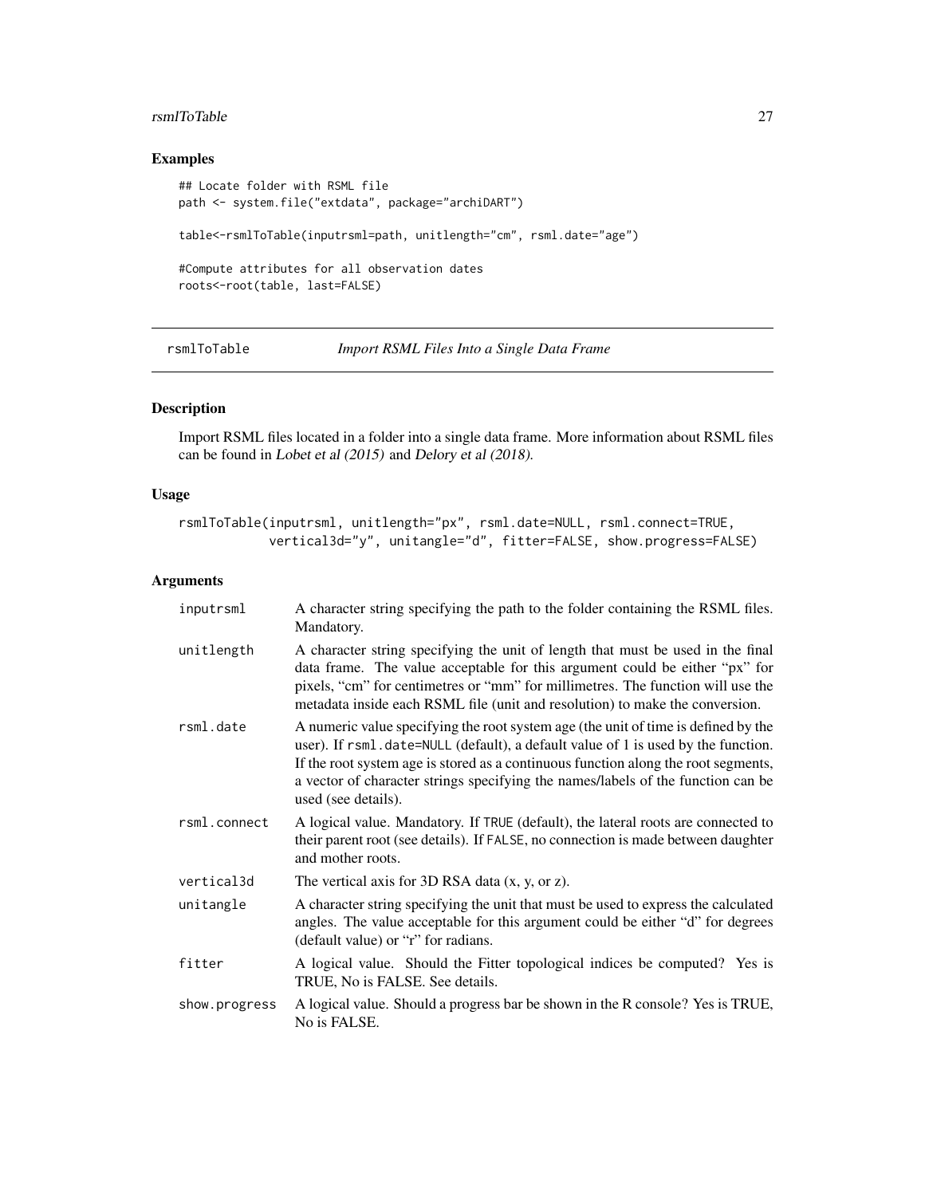## Examples

```
## Locate folder with RSML file
path <- system.file("extdata", package="archiDART")

table<-rsmlToTable(inputrsml=path, unitlength="cm", rsml.date="age")

#Compute attributes for all observation dates
roots<-root(table, last=FALSE)
```

---

# rsmlToTable *Import RSML Files Into a Single Data Frame*

---

## Description

Import RSML files located in a folder into a single data frame. More information about RSML files can be found in *Lobet et al (2015)* and *Delory et al (2018)*.

## Usage

```
rsmlToTable(inputrsml, unitlength="px", rsml.date=NULL, rsml.connect=TRUE,
            vertical3d="y", unitangle="d", fitter=FALSE, show.progress=FALSE)
```

## Arguments

| | |
|---|---|
| inputrsml | A character string specifying the path to the folder containing the RSML files. Mandatory. |
| unitlength | A character string specifying the unit of length that must be used in the final data frame. The value acceptable for this argument could be either "px" for pixels, "cm" for centimetres or "mm" for millimetres. The function will use the metadata inside each RSML file (unit and resolution) to make the conversion. |
| rsml.date | A numeric value specifying the root system age (the unit of time is defined by the user). If `rsml.date=NULL` (default), a default value of 1 is used by the function. If the root system age is stored as a continuous function along the root segments, a vector of character strings specifying the names/labels of the function can be used (see details). |
| rsml.connect | A logical value. Mandatory. If `TRUE` (default), the lateral roots are connected to their parent root (see details). If `FALSE`, no connection is made between daughter and mother roots. |
| vertical3d | The vertical axis for 3D RSA data (x, y, or z). |
| unitangle | A character string specifying the unit that must be used to express the calculated angles. The value acceptable for this argument could be either "d" for degrees (default value) or "r" for radians. |
| fitter | A logical value. Should the Fitter topological indices be computed? Yes is TRUE, No is FALSE. See details. |
| show.progress | A logical value. Should a progress bar be shown in the R console? Yes is TRUE, No is FALSE. |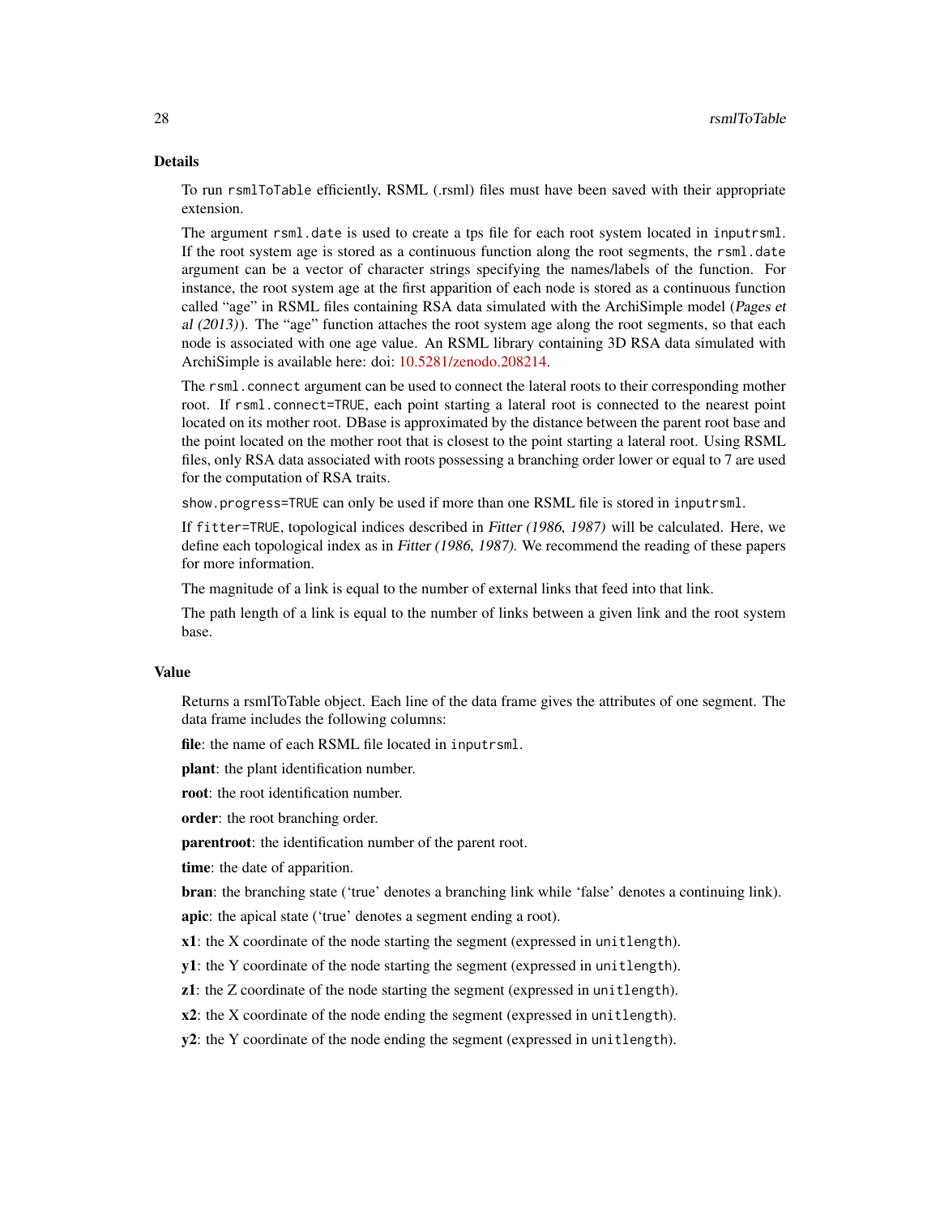## Details

To run `rsmlToTable` efficiently, RSML (.rsml) files must have been saved with their appropriate extension.

The argument `rsml.date` is used to create a tps file for each root system located in `inputrsml`. If the root system age is stored as a continuous function along the root segments, the `rsml.date` argument can be a vector of character strings specifying the names/labels of the function. For instance, the root system age at the first apparition of each node is stored as a continuous function called "age" in RSML files containing RSA data simulated with the ArchiSimple model (*Pages et al (2013)*). The "age" function attaches the root system age along the root segments, so that each node is associated with one age value. An RSML library containing 3D RSA data simulated with ArchiSimple is available here: doi: 10.5281/zenodo.208214.

The `rsml.connect` argument can be used to connect the lateral roots to their corresponding mother root. If `rsml.connect=TRUE`, each point starting a lateral root is connected to the nearest point located on its mother root. DBase is approximated by the distance between the parent root base and the point located on the mother root that is closest to the point starting a lateral root. Using RSML files, only RSA data associated with roots possessing a branching order lower or equal to 7 are used for the computation of RSA traits.

`show.progress=TRUE` can only be used if more than one RSML file is stored in `inputrsml`.

If `fitter=TRUE`, topological indices described in *Fitter (1986, 1987)* will be calculated. Here, we define each topological index as in *Fitter (1986, 1987)*. We recommend the reading of these papers for more information.

The magnitude of a link is equal to the number of external links that feed into that link.

The path length of a link is equal to the number of links between a given link and the root system base.

## Value

Returns a rsmlToTable object. Each line of the data frame gives the attributes of one segment. The data frame includes the following columns:

**file**: the name of each RSML file located in `inputrsml`.

**plant**: the plant identification number.

**root**: the root identification number.

**order**: the root branching order.

**parentroot**: the identification number of the parent root.

**time**: the date of apparition.

**bran**: the branching state ('true' denotes a branching link while 'false' denotes a continuing link).

**apic**: the apical state ('true' denotes a segment ending a root).

**x1**: the X coordinate of the node starting the segment (expressed in `unitlength`).

**y1**: the Y coordinate of the node starting the segment (expressed in `unitlength`).

**z1**: the Z coordinate of the node starting the segment (expressed in `unitlength`).

**x2**: the X coordinate of the node ending the segment (expressed in `unitlength`).

**y2**: the Y coordinate of the node ending the segment (expressed in `unitlength`).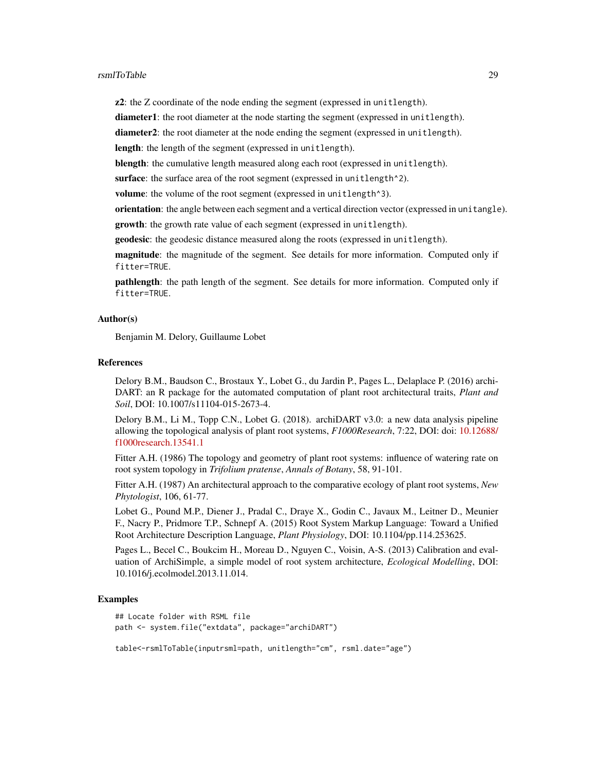**z2**: the Z coordinate of the node ending the segment (expressed in `unitlength`).

**diameter1**: the root diameter at the node starting the segment (expressed in `unitlength`).

**diameter2**: the root diameter at the node ending the segment (expressed in `unitlength`).

**length**: the length of the segment (expressed in `unitlength`).

**blength**: the cumulative length measured along each root (expressed in `unitlength`).

**surface**: the surface area of the root segment (expressed in `unitlength^2`).

**volume**: the volume of the root segment (expressed in `unitlength^3`).

**orientation**: the angle between each segment and a vertical direction vector (expressed in `unitangle`).

**growth**: the growth rate value of each segment (expressed in `unitlength`).

**geodesic**: the geodesic distance measured along the roots (expressed in `unitlength`).

**magnitude**: the magnitude of the segment. See details for more information. Computed only if `fitter=TRUE`.

**pathlength**: the path length of the segment. See details for more information. Computed only if `fitter=TRUE`.

### Author(s)

Benjamin M. Delory, Guillaume Lobet

### References

Delory B.M., Baudson C., Brostaux Y., Lobet G., du Jardin P., Pages L., Delaplace P. (2016) archiDART: an R package for the automated computation of plant root architectural traits, *Plant and Soil*, DOI: 10.1007/s11104-015-2673-4.

Delory B.M., Li M., Topp C.N., Lobet G. (2018). archiDART v3.0: a new data analysis pipeline allowing the topological analysis of plant root systems, *F1000Research*, 7:22, DOI: doi: 10.12688/f1000research.13541.1

Fitter A.H. (1986) The topology and geometry of plant root systems: influence of watering rate on root system topology in *Trifolium pratense*, *Annals of Botany*, 58, 91-101.

Fitter A.H. (1987) An architectural approach to the comparative ecology of plant root systems, *New Phytologist*, 106, 61-77.

Lobet G., Pound M.P., Diener J., Pradal C., Draye X., Godin C., Javaux M., Leitner D., Meunier F., Nacry P., Pridmore T.P., Schnepf A. (2015) Root System Markup Language: Toward a Unified Root Architecture Description Language, *Plant Physiology*, DOI: 10.1104/pp.114.253625.

Pages L., Becel C., Boukcim H., Moreau D., Nguyen C., Voisin, A-S. (2013) Calibration and evaluation of ArchiSimple, a simple model of root system architecture, *Ecological Modelling*, DOI: 10.1016/j.ecolmodel.2013.11.014.

### Examples

```
## Locate folder with RSML file
path <- system.file("extdata", package="archiDART")

table<-rsmlToTable(inputrsml=path, unitlength="cm", rsml.date="age")
```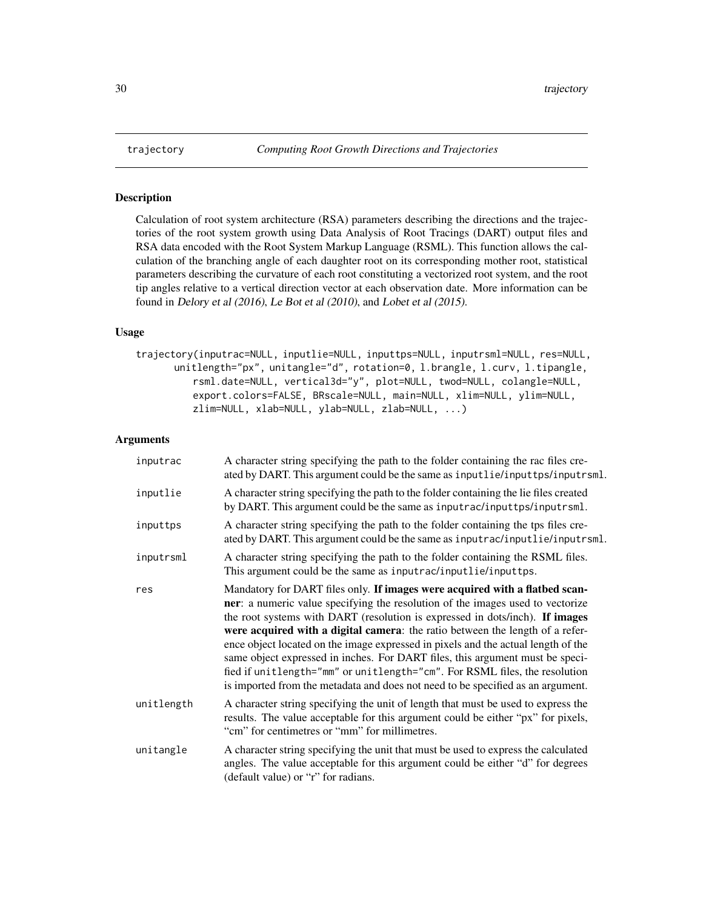# trajectory — *Computing Root Growth Directions and Trajectories*

## Description

Calculation of root system architecture (RSA) parameters describing the directions and the trajectories of the root system growth using Data Analysis of Root Tracings (DART) output files and RSA data encoded with the Root System Markup Language (RSML). This function allows the calculation of the branching angle of each daughter root on its corresponding mother root, statistical parameters describing the curvature of each root constituting a vectorized root system, and the root tip angles relative to a vertical direction vector at each observation date. More information can be found in *Delory et al (2016)*, *Le Bot et al (2010)*, and *Lobet et al (2015)*.

## Usage

```
trajectory(inputrac=NULL, inputlie=NULL, inputtps=NULL, inputrsml=NULL, res=NULL,
       unitlength="px", unitangle="d", rotation=0, l.brangle, l.curv, l.tipangle,
           rsml.date=NULL, vertical3d="y", plot=NULL, twod=NULL, colangle=NULL,
           export.colors=FALSE, BRscale=NULL, main=NULL, xlim=NULL, ylim=NULL,
           zlim=NULL, xlab=NULL, ylab=NULL, zlab=NULL, ...)
```

## Arguments

| | |
|---|---|
| `inputrac` | A character string specifying the path to the folder containing the rac files created by DART. This argument could be the same as `inputlie/inputtps/inputrsml`. |
| `inputlie` | A character string specifying the path to the folder containing the lie files created by DART. This argument could be the same as `inputrac/inputtps/inputrsml`. |
| `inputtps` | A character string specifying the path to the folder containing the tps files created by DART. This argument could be the same as `inputrac/inputlie/inputrsml`. |
| `inputrsml` | A character string specifying the path to the folder containing the RSML files. This argument could be the same as `inputrac/inputlie/inputtps`. |
| `res` | Mandatory for DART files only. **If images were acquired with a flatbed scanner**: a numeric value specifying the resolution of the images used to vectorize the root systems with DART (resolution is expressed in dots/inch). **If images were acquired with a digital camera**: the ratio between the length of a reference object located on the image expressed in pixels and the actual length of the same object expressed in inches. For DART files, this argument must be specified if `unitlength="mm"` or `unitlength="cm"`. For RSML files, the resolution is imported from the metadata and does not need to be specified as an argument. |
| `unitlength` | A character string specifying the unit of length that must be used to express the results. The value acceptable for this argument could be either "px" for pixels, "cm" for centimetres or "mm" for millimetres. |
| `unitangle` | A character string specifying the unit that must be used to express the calculated angles. The value acceptable for this argument could be either "d" for degrees (default value) or "r" for radians. |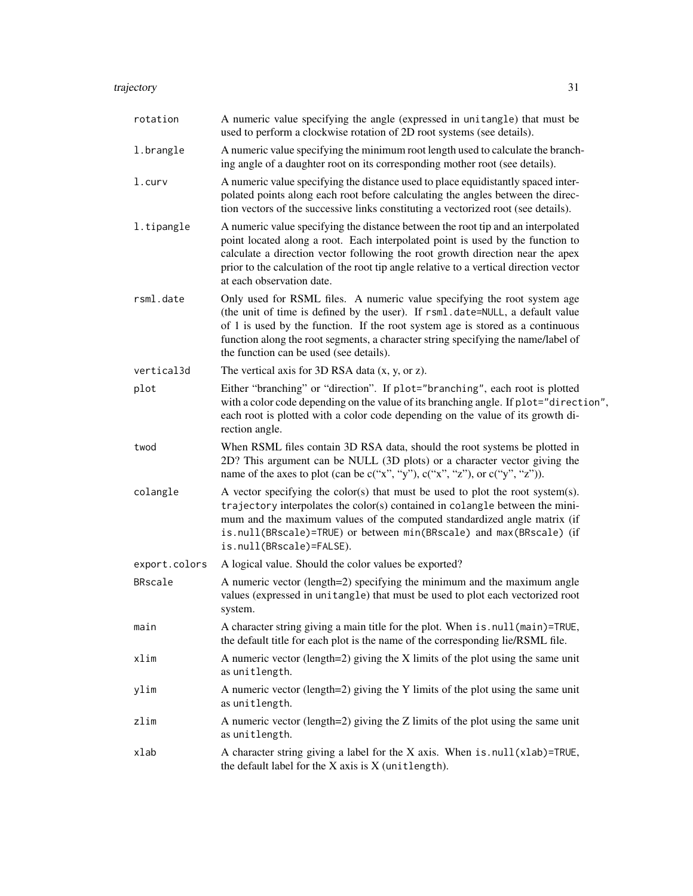| | |
|---|---|
| rotation | A numeric value specifying the angle (expressed in `unitangle`) that must be used to perform a clockwise rotation of 2D root systems (see details). |
| l.brangle | A numeric value specifying the minimum root length used to calculate the branching angle of a daughter root on its corresponding mother root (see details). |
| l.curv | A numeric value specifying the distance used to place equidistantly spaced interpolated points along each root before calculating the angles between the direction vectors of the successive links constituting a vectorized root (see details). |
| l.tipangle | A numeric value specifying the distance between the root tip and an interpolated point located along a root. Each interpolated point is used by the function to calculate a direction vector following the root growth direction near the apex prior to the calculation of the root tip angle relative to a vertical direction vector at each observation date. |
| rsml.date | Only used for RSML files. A numeric value specifying the root system age (the unit of time is defined by the user). If `rsml.date=NULL`, a default value of 1 is used by the function. If the root system age is stored as a continuous function along the root segments, a character string specifying the name/label of the function can be used (see details). |
| vertical3d | The vertical axis for 3D RSA data (x, y, or z). |
| plot | Either "branching" or "direction". If `plot="branching"`, each root is plotted with a color code depending on the value of its branching angle. If `plot="direction"`, each root is plotted with a color code depending on the value of its growth direction angle. |
| twod | When RSML files contain 3D RSA data, should the root systems be plotted in 2D? This argument can be NULL (3D plots) or a character vector giving the name of the axes to plot (can be c("x", "y"), c("x", "z"), or c("y", "z")). |
| colangle | A vector specifying the color(s) that must be used to plot the root system(s). `trajectory` interpolates the color(s) contained in `colangle` between the minimum and the maximum values of the computed standardized angle matrix (if `is.null(BRscale)=TRUE`) or between `min(BRscale)` and `max(BRscale)` (if `is.null(BRscale)=FALSE`). |
| export.colors | A logical value. Should the color values be exported? |
| BRscale | A numeric vector (length=2) specifying the minimum and the maximum angle values (expressed in `unitangle`) that must be used to plot each vectorized root system. |
| main | A character string giving a main title for the plot. When `is.null(main)=TRUE`, the default title for each plot is the name of the corresponding lie/RSML file. |
| xlim | A numeric vector (length=2) giving the X limits of the plot using the same unit as `unitlength`. |
| ylim | A numeric vector (length=2) giving the Y limits of the plot using the same unit as `unitlength`. |
| zlim | A numeric vector (length=2) giving the Z limits of the plot using the same unit as `unitlength`. |
| xlab | A character string giving a label for the X axis. When `is.null(xlab)=TRUE`, the default label for the X axis is X (`unitlength`). |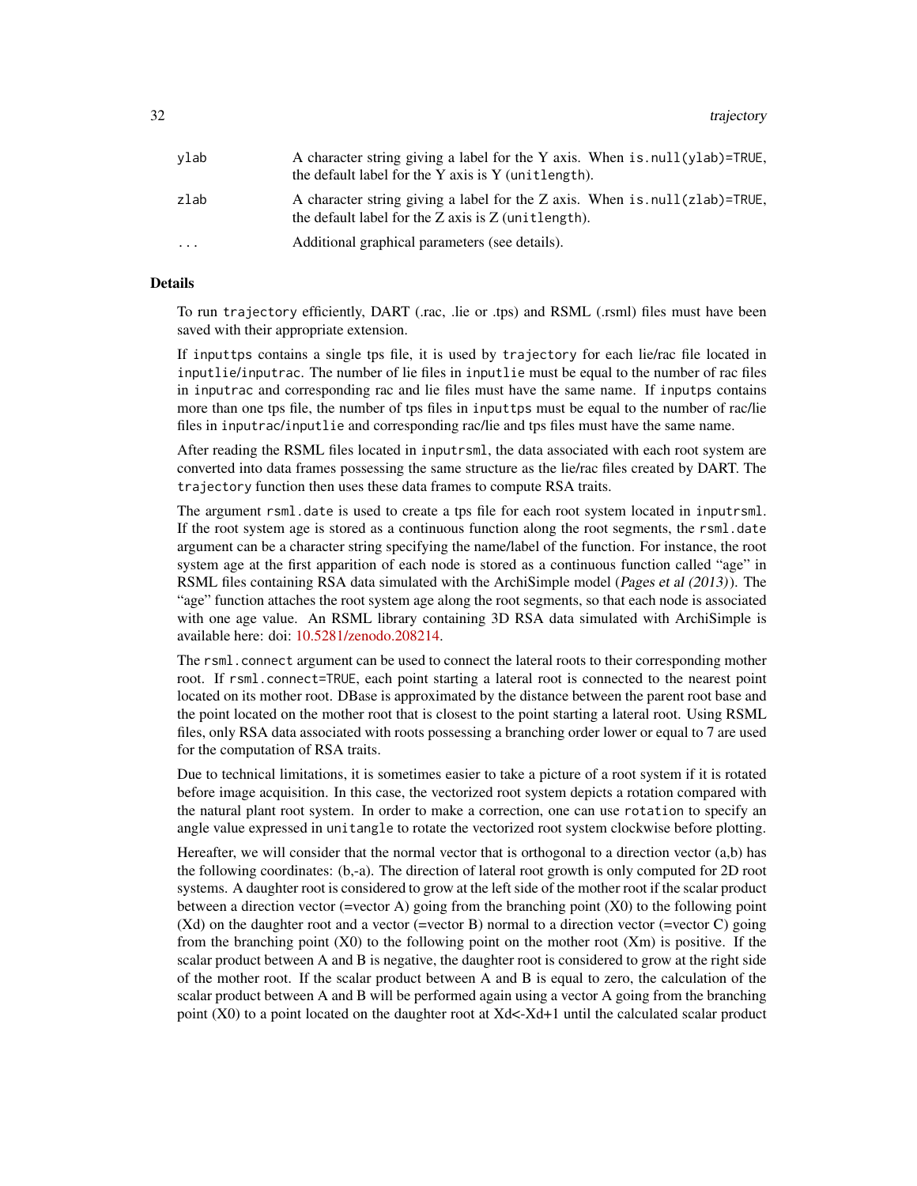| | |
|---|---|
| ylab | A character string giving a label for the Y axis. When is.null(ylab)=TRUE, the default label for the Y axis is Y (unitlength). |
| zlab | A character string giving a label for the Z axis. When is.null(zlab)=TRUE, the default label for the Z axis is Z (unitlength). |
| ... | Additional graphical parameters (see details). |

## Details

To run trajectory efficiently, DART (.rac, .lie or .tps) and RSML (.rsml) files must have been saved with their appropriate extension.

If inputtps contains a single tps file, it is used by trajectory for each lie/rac file located in inputlie/inputrac. The number of lie files in inputlie must be equal to the number of rac files in inputrac and corresponding rac and lie files must have the same name. If inputps contains more than one tps file, the number of tps files in inputtps must be equal to the number of rac/lie files in inputrac/inputlie and corresponding rac/lie and tps files must have the same name.

After reading the RSML files located in inputrsml, the data associated with each root system are converted into data frames possessing the same structure as the lie/rac files created by DART. The trajectory function then uses these data frames to compute RSA traits.

The argument rsml.date is used to create a tps file for each root system located in inputrsml. If the root system age is stored as a continuous function along the root segments, the rsml.date argument can be a character string specifying the name/label of the function. For instance, the root system age at the first apparition of each node is stored as a continuous function called "age" in RSML files containing RSA data simulated with the ArchiSimple model (*Pages et al (2013)*). The "age" function attaches the root system age along the root segments, so that each node is associated with one age value. An RSML library containing 3D RSA data simulated with ArchiSimple is available here: doi: 10.5281/zenodo.208214.

The rsml.connect argument can be used to connect the lateral roots to their corresponding mother root. If rsml.connect=TRUE, each point starting a lateral root is connected to the nearest point located on its mother root. DBase is approximated by the distance between the parent root base and the point located on the mother root that is closest to the point starting a lateral root. Using RSML files, only RSA data associated with roots possessing a branching order lower or equal to 7 are used for the computation of RSA traits.

Due to technical limitations, it is sometimes easier to take a picture of a root system if it is rotated before image acquisition. In this case, the vectorized root system depicts a rotation compared with the natural plant root system. In order to make a correction, one can use rotation to specify an angle value expressed in unitangle to rotate the vectorized root system clockwise before plotting.

Hereafter, we will consider that the normal vector that is orthogonal to a direction vector (a,b) has the following coordinates: (b,-a). The direction of lateral root growth is only computed for 2D root systems. A daughter root is considered to grow at the left side of the mother root if the scalar product between a direction vector (=vector A) going from the branching point (X0) to the following point (Xd) on the daughter root and a vector (=vector B) normal to a direction vector (=vector C) going from the branching point (X0) to the following point on the mother root (Xm) is positive. If the scalar product between A and B is negative, the daughter root is considered to grow at the right side of the mother root. If the scalar product between A and B is equal to zero, the calculation of the scalar product between A and B will be performed again using a vector A going from the branching point (X0) to a point located on the daughter root at Xd<-Xd+1 until the calculated scalar product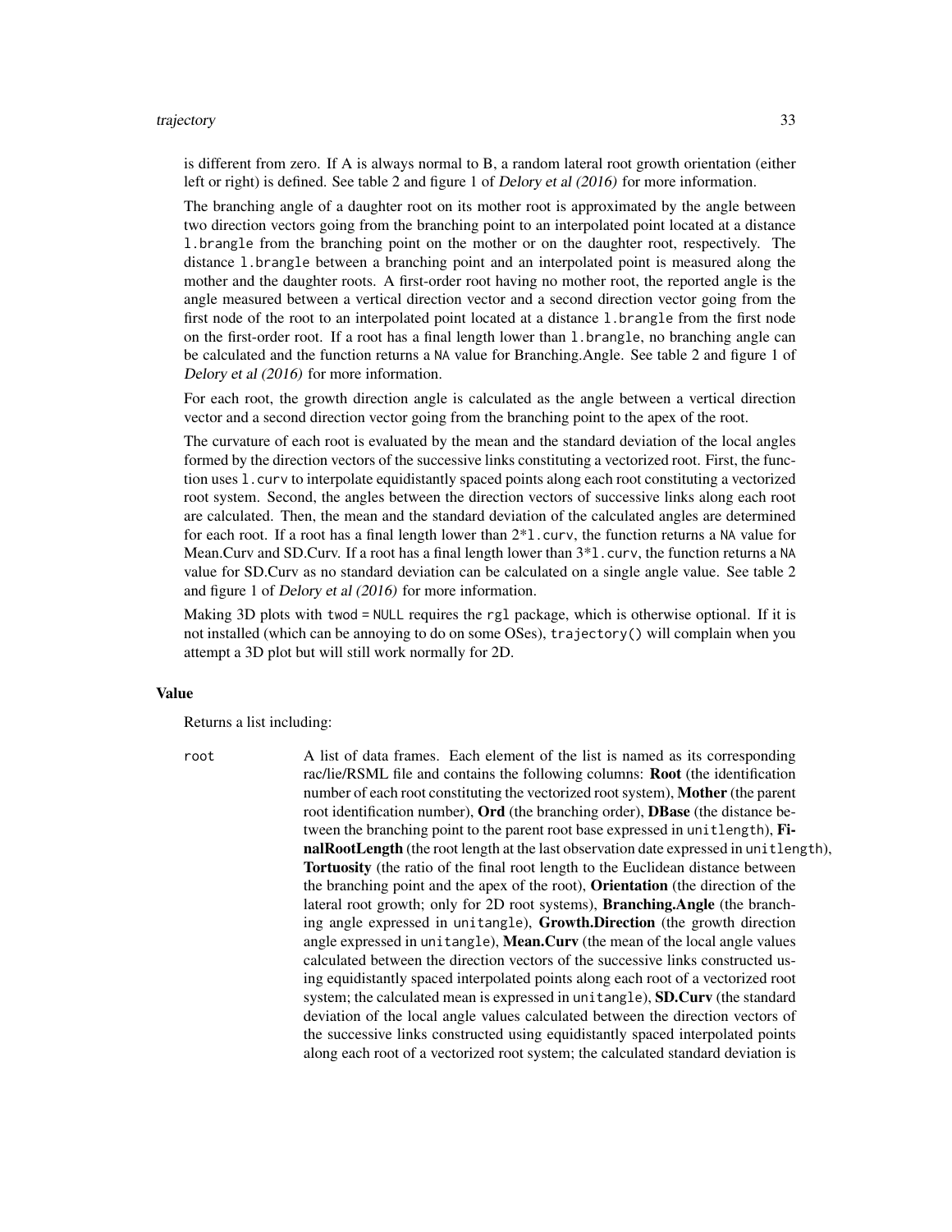is different from zero. If A is always normal to B, a random lateral root growth orientation (either left or right) is defined. See table 2 and figure 1 of *Delory et al (2016)* for more information.

The branching angle of a daughter root on its mother root is approximated by the angle between two direction vectors going from the branching point to an interpolated point located at a distance `l.brangle` from the branching point on the mother or on the daughter root, respectively. The distance `l.brangle` between a branching point and an interpolated point is measured along the mother and the daughter roots. A first-order root having no mother root, the reported angle is the angle measured between a vertical direction vector and a second direction vector going from the first node of the root to an interpolated point located at a distance `l.brangle` from the first node on the first-order root. If a root has a final length lower than `l.brangle`, no branching angle can be calculated and the function returns a `NA` value for Branching.Angle. See table 2 and figure 1 of *Delory et al (2016)* for more information.

For each root, the growth direction angle is calculated as the angle between a vertical direction vector and a second direction vector going from the branching point to the apex of the root.

The curvature of each root is evaluated by the mean and the standard deviation of the local angles formed by the direction vectors of the successive links constituting a vectorized root. First, the function uses `l.curv` to interpolate equidistantly spaced points along each root constituting a vectorized root system. Second, the angles between the direction vectors of successive links along each root are calculated. Then, the mean and the standard deviation of the calculated angles are determined for each root. If a root has a final length lower than 2*`l.curv`, the function returns a `NA` value for Mean.Curv and SD.Curv. If a root has a final length lower than 3*`l.curv`, the function returns a `NA` value for SD.Curv as no standard deviation can be calculated on a single angle value. See table 2 and figure 1 of *Delory et al (2016)* for more information.

Making 3D plots with `twod = NULL` requires the `rgl` package, which is otherwise optional. If it is not installed (which can be annoying to do on some OSes), `trajectory()` will complain when you attempt a 3D plot but will still work normally for 2D.

### Value

Returns a list including:

`root` A list of data frames. Each element of the list is named as its corresponding rac/lie/RSML file and contains the following columns: **Root** (the identification number of each root constituting the vectorized root system), **Mother** (the parent root identification number), **Ord** (the branching order), **DBase** (the distance between the branching point to the parent root base expressed in `unitlength`), **FinalRootLength** (the root length at the last observation date expressed in `unitlength`), **Tortuosity** (the ratio of the final root length to the Euclidean distance between the branching point and the apex of the root), **Orientation** (the direction of the lateral root growth; only for 2D root systems), **Branching.Angle** (the branching angle expressed in `unitangle`), **Growth.Direction** (the growth direction angle expressed in `unitangle`), **Mean.Curv** (the mean of the local angle values calculated between the direction vectors of the successive links constructed using equidistantly spaced interpolated points along each root of a vectorized root system; the calculated mean is expressed in `unitangle`), **SD.Curv** (the standard deviation of the local angle values calculated between the direction vectors of the successive links constructed using equidistantly spaced interpolated points along each root of a vectorized root system; the calculated standard deviation is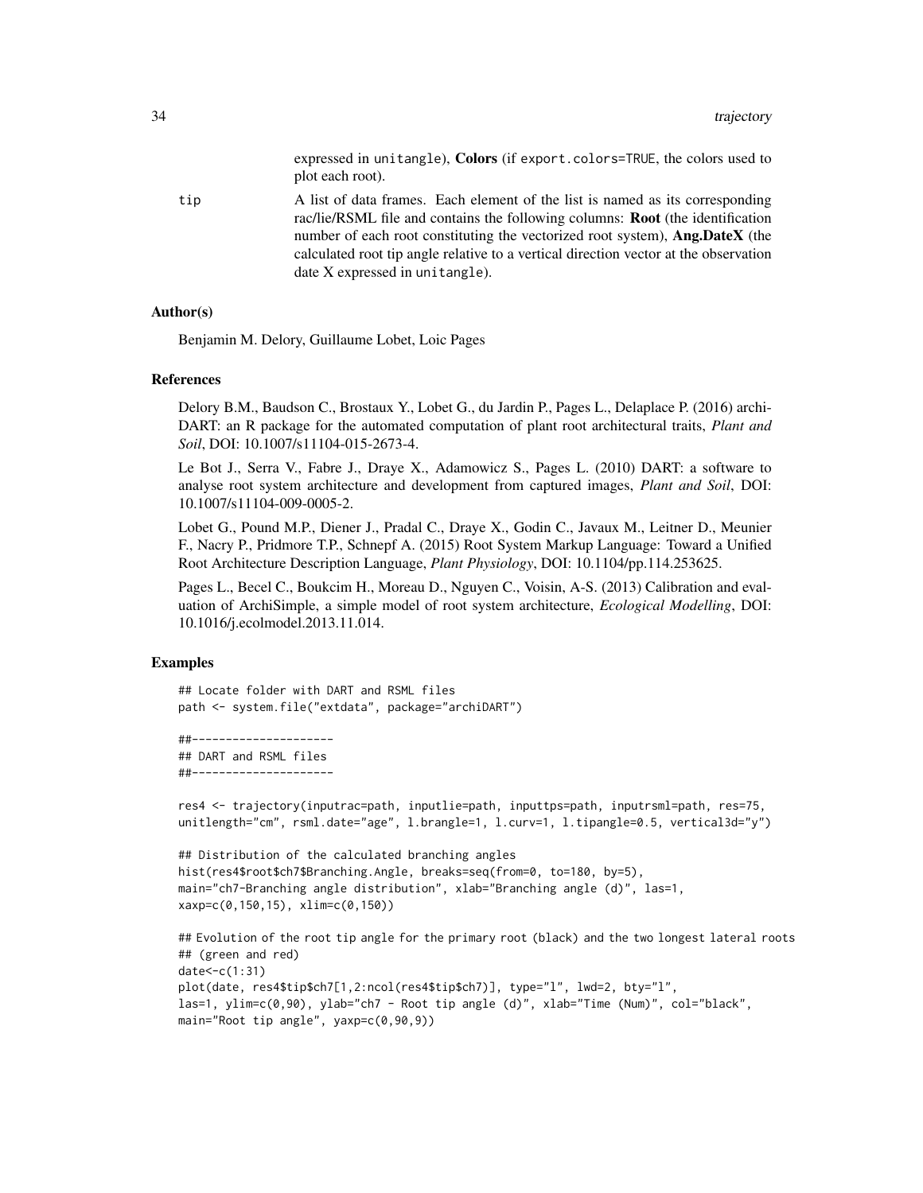expressed in unitangle), **Colors** (if export.colors=TRUE, the colors used to plot each root).

tip
: A list of data frames. Each element of the list is named as its corresponding rac/lie/RSML file and contains the following columns: **Root** (the identification number of each root constituting the vectorized root system), **Ang.DateX** (the calculated root tip angle relative to a vertical direction vector at the observation date X expressed in unitangle).

### Author(s)

Benjamin M. Delory, Guillaume Lobet, Loic Pages

### References

Delory B.M., Baudson C., Brostaux Y., Lobet G., du Jardin P., Pages L., Delaplace P. (2016) archiDART: an R package for the automated computation of plant root architectural traits, *Plant and Soil*, DOI: 10.1007/s11104-015-2673-4.

Le Bot J., Serra V., Fabre J., Draye X., Adamowicz S., Pages L. (2010) DART: a software to analyse root system architecture and development from captured images, *Plant and Soil*, DOI: 10.1007/s11104-009-0005-2.

Lobet G., Pound M.P., Diener J., Pradal C., Draye X., Godin C., Javaux M., Leitner D., Meunier F., Nacry P., Pridmore T.P., Schnepf A. (2015) Root System Markup Language: Toward a Unified Root Architecture Description Language, *Plant Physiology*, DOI: 10.1104/pp.114.253625.

Pages L., Becel C., Boukcim H., Moreau D., Nguyen C., Voisin, A-S. (2013) Calibration and evaluation of ArchiSimple, a simple model of root system architecture, *Ecological Modelling*, DOI: 10.1016/j.ecolmodel.2013.11.014.

### Examples

```
## Locate folder with DART and RSML files
path <- system.file("extdata", package="archiDART")

##---------------------
## DART and RSML files
##---------------------

res4 <- trajectory(inputrac=path, inputlie=path, inputtps=path, inputrsml=path, res=75,
unitlength="cm", rsml.date="age", l.brangle=1, l.curv=1, l.tipangle=0.5, vertical3d="y")

## Distribution of the calculated branching angles
hist(res4$root$ch7$Branching.Angle, breaks=seq(from=0, to=180, by=5),
main="ch7-Branching angle distribution", xlab="Branching angle (d)", las=1,
xaxp=c(0,150,15), xlim=c(0,150))

## Evolution of the root tip angle for the primary root (black) and the two longest lateral roots
## (green and red)
date<-c(1:31)
plot(date, res4$tip$ch7[1,2:ncol(res4$tip$ch7)], type="l", lwd=2, bty="l",
las=1, ylim=c(0,90), ylab="ch7 - Root tip angle (d)", xlab="Time (Num)", col="black",
main="Root tip angle", yaxp=c(0,90,9))
```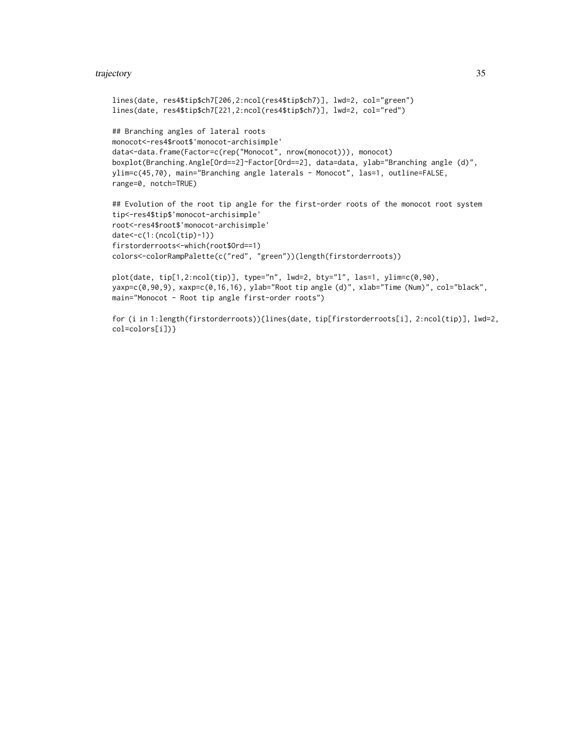```
lines(date, res4$tip$ch7[206,2:ncol(res4$tip$ch7)], lwd=2, col="green")
lines(date, res4$tip$ch7[221,2:ncol(res4$tip$ch7)], lwd=2, col="red")

## Branching angles of lateral roots
monocot<-res4$root$'monocot-archisimple'
data<-data.frame(Factor=c(rep("Monocot", nrow(monocot))), monocot)
boxplot(Branching.Angle[Ord==2]~Factor[Ord==2], data=data, ylab="Branching angle (d)",
ylim=c(45,70), main="Branching angle laterals - Monocot", las=1, outline=FALSE,
range=0, notch=TRUE)

## Evolution of the root tip angle for the first-order roots of the monocot root system
tip<-res4$tip$'monocot-archisimple'
root<-res4$root$'monocot-archisimple'
date<-c(1:(ncol(tip)-1))
firstorderroots<-which(root$Ord==1)
colors<-colorRampPalette(c("red", "green"))(length(firstorderroots))

plot(date, tip[1,2:ncol(tip)], type="n", lwd=2, bty="l", las=1, ylim=c(0,90),
yaxp=c(0,90,9), xaxp=c(0,16,16), ylab="Root tip angle (d)", xlab="Time (Num)", col="black",
main="Monocot - Root tip angle first-order roots")

for (i in 1:length(firstorderroots)){lines(date, tip[firstorderroots[i], 2:ncol(tip)], lwd=2,
col=colors[i])}
```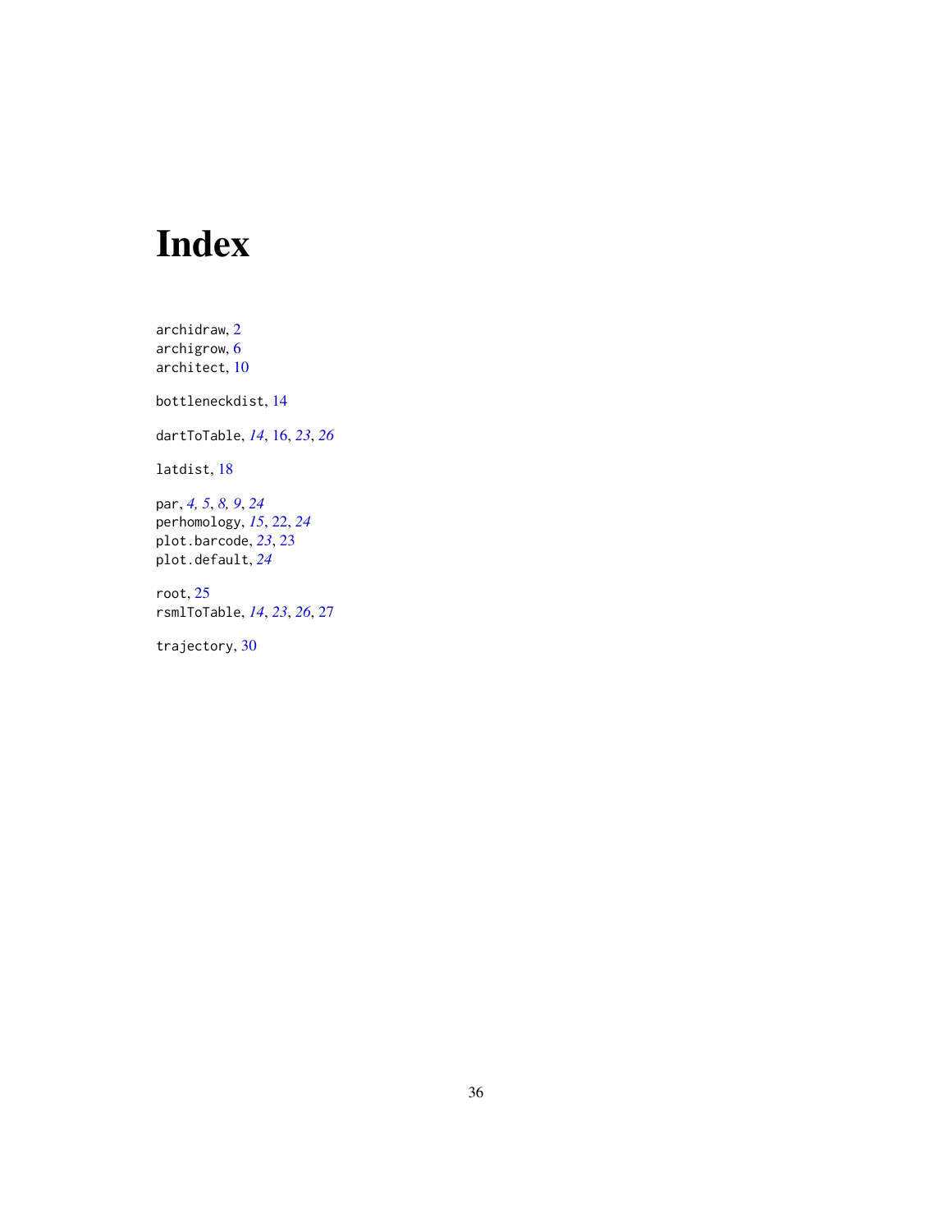# Index

archidraw, 2
archigrow, 6
architect, 10

bottleneckdist, 14

dartToTable, *14*, 16, *23*, *26*

latdist, 18

par, *4, 5*, *8, 9*, *24*
perhomology, *15*, 22, *24*
plot.barcode, *23*, 23
plot.default, *24*

root, 25
rsmlToTable, *14*, *23*, *26*, 27

trajectory, 30